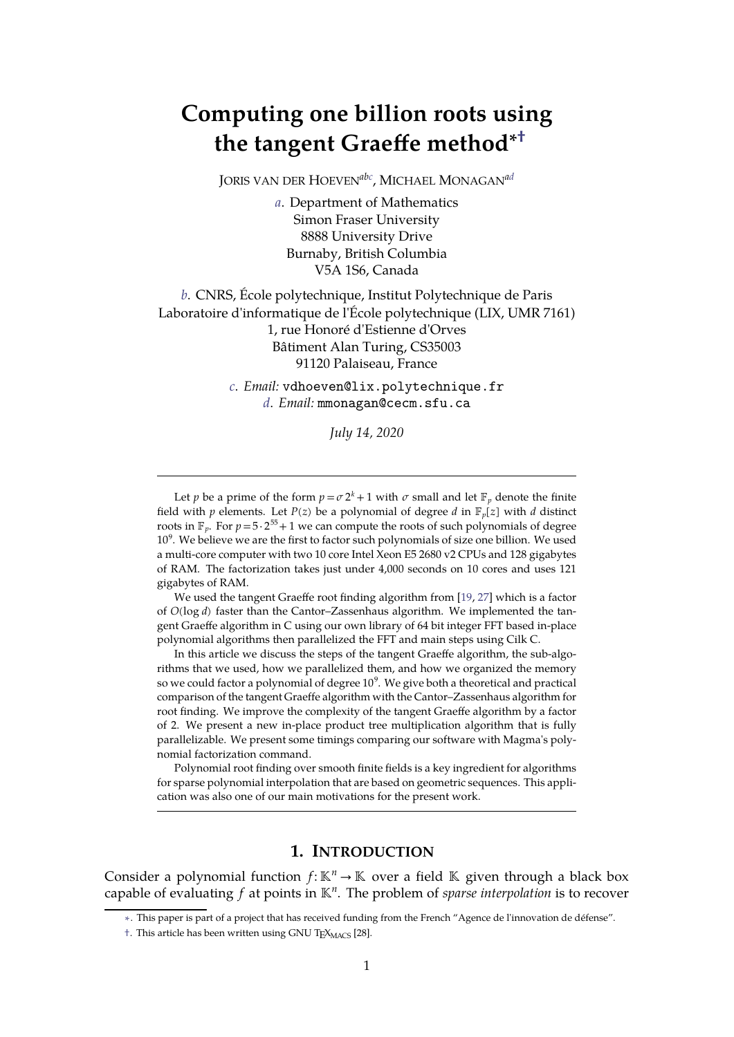# Computing one billion roots using the tangent Graeffe method*†

JORIS VAN DER HOEVEN[abc], MICHAEL MONAGAN[ad]

*a*. Department of Mathematics
Simon Fraser University
8888 University Drive
Burnaby, British Columbia
V5A 1S6, Canada

*b*. CNRS, École polytechnique, Institut Polytechnique de Paris
Laboratoire d'informatique de l'École polytechnique (LIX, UMR 7161)
1, rue Honoré d'Estienne d'Orves
Bâtiment Alan Turing, CS35003
91120 Palaiseau, France

*c*. *Email:* vdhoeven@lix.polytechnique.fr
*d*. *Email:* mmonagan@cecm.sfu.ca

*July 14, 2020*

---

Let $p$ be a prime of the form $p = \sigma 2^k + 1$ with $\sigma$ small and let $\mathbb{F}_p$ denote the finite field with $p$ elements. Let $P(z)$ be a polynomial of degree $d$ in $\mathbb{F}_p[z]$ with $d$ distinct roots in $\mathbb{F}_p$. For $p = 5 \cdot 2^{55} + 1$ we can compute the roots of such polynomials of degree $10^9$. We believe we are the first to factor such polynomials of size one billion. We used a multi-core computer with two 10 core Intel Xeon E5 2680 v2 CPUs and 128 gigabytes of RAM. The factorization takes just under 4,000 seconds on 10 cores and uses 121 gigabytes of RAM.

We used the tangent Graeffe root finding algorithm from [19, 27] which is a factor of $O(\log d)$ faster than the Cantor–Zassenhaus algorithm. We implemented the tangent Graeffe algorithm in C using our own library of 64 bit integer FFT based in-place polynomial algorithms then parallelized the FFT and main steps using Cilk C.

In this article we discuss the steps of the tangent Graeffe algorithm, the sub-algorithms that we used, how we parallelized them, and how we organized the memory so we could factor a polynomial of degree $10^9$. We give both a theoretical and practical comparison of the tangent Graeffe algorithm with the Cantor–Zassenhaus algorithm for root finding. We improve the complexity of the tangent Graeffe algorithm by a factor of 2. We present a new in-place product tree multiplication algorithm that is fully parallelizable. We present some timings comparing our software with Magma's polynomial factorization command.

Polynomial root finding over smooth finite fields is a key ingredient for algorithms for sparse polynomial interpolation that are based on geometric sequences. This application was also one of our main motivations for the present work.

---

## 1. INTRODUCTION

Consider a polynomial function $f: \mathbb{K}^n \to \mathbb{K}$ over a field $\mathbb{K}$ given through a black box capable of evaluating $f$ at points in $\mathbb{K}^n$. The problem of *sparse interpolation* is to recover

*. This paper is part of a project that has received funding from the French "Agence de l'innovation de défense".

†. This article has been written using GNU $\text{T}_\text{E}\text{X}_{\text{MACS}}$ [28].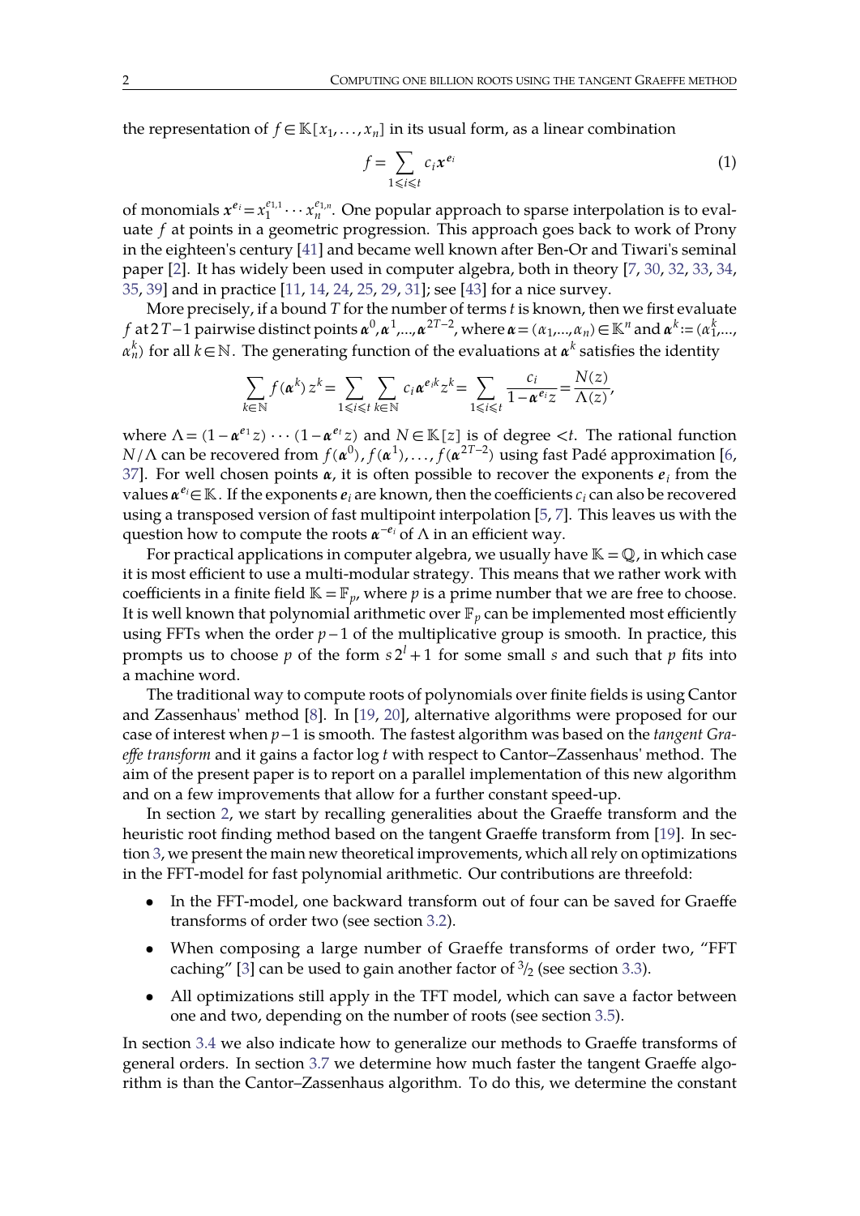the representation of $f \in \mathbb{K}[x_1, \ldots, x_n]$ in its usual form, as a linear combination

$$f = \sum_{1 \leqslant i \leqslant t} c_i \boldsymbol{x}^{\boldsymbol{e}_i} \tag{1}$$

of monomials $\boldsymbol{x}^{\boldsymbol{e}_i} = x_1^{e_{1,1}} \cdots x_n^{e_{1,n}}$. One popular approach to sparse interpolation is to evaluate $f$ at points in a geometric progression. This approach goes back to work of Prony in the eighteen's century [41] and became well known after Ben-Or and Tiwari's seminal paper [2]. It has widely been used in computer algebra, both in theory [7, 30, 32, 33, 34, 35, 39] and in practice [11, 14, 24, 25, 29, 31]; see [43] for a nice survey.

More precisely, if a bound $T$ for the number of terms $t$ is known, then we first evaluate $f$ at $2T-1$ pairwise distinct points $\boldsymbol{\alpha}^0, \boldsymbol{\alpha}^1, \ldots, \boldsymbol{\alpha}^{2T-2}$, where $\boldsymbol{\alpha} = (\alpha_1, \ldots, \alpha_n) \in \mathbb{K}^n$ and $\boldsymbol{\alpha}^k := (\alpha_1^k, \ldots, \alpha_n^k)$ for all $k \in \mathbb{N}$. The generating function of the evaluations at $\boldsymbol{\alpha}^k$ satisfies the identity

$$\sum_{k \in \mathbb{N}} f(\boldsymbol{\alpha}^k) z^k = \sum_{1 \leqslant i \leqslant t} \sum_{k \in \mathbb{N}} c_i \boldsymbol{\alpha}^{\boldsymbol{e}_i k} z^k = \sum_{1 \leqslant i \leqslant t} \frac{c_i}{1 - \boldsymbol{\alpha}^{\boldsymbol{e}_i} z} = \frac{N(z)}{\Lambda(z)},$$

where $\Lambda = (1 - \boldsymbol{\alpha}^{\boldsymbol{e}_1} z) \cdots (1 - \boldsymbol{\alpha}^{\boldsymbol{e}_t} z)$ and $N \in \mathbb{K}[z]$ is of degree $< t$. The rational function $N/\Lambda$ can be recovered from $f(\boldsymbol{\alpha}^0), f(\boldsymbol{\alpha}^1), \ldots, f(\boldsymbol{\alpha}^{2T-2})$ using fast Padé approximation [6, 37]. For well chosen points $\boldsymbol{\alpha}$, it is often possible to recover the exponents $\boldsymbol{e}_i$ from the values $\boldsymbol{\alpha}^{\boldsymbol{e}_i} \in \mathbb{K}$. If the exponents $\boldsymbol{e}_i$ are known, then the coefficients $c_i$ can also be recovered using a transposed version of fast multipoint interpolation [5, 7]. This leaves us with the question how to compute the roots $\boldsymbol{\alpha}^{-\boldsymbol{e}_i}$ of $\Lambda$ in an efficient way.

For practical applications in computer algebra, we usually have $\mathbb{K} = \mathbb{Q}$, in which case it is most efficient to use a multi-modular strategy. This means that we rather work with coefficients in a finite field $\mathbb{K} = \mathbb{F}_p$, where $p$ is a prime number that we are free to choose. It is well known that polynomial arithmetic over $\mathbb{F}_p$ can be implemented most efficiently using FFTs when the order $p-1$ of the multiplicative group is smooth. In practice, this prompts us to choose $p$ of the form $s 2^l + 1$ for some small $s$ and such that $p$ fits into a machine word.

The traditional way to compute roots of polynomials over finite fields is using Cantor and Zassenhaus' method [8]. In [19, 20], alternative algorithms were proposed for our case of interest when $p-1$ is smooth. The fastest algorithm was based on the *tangent Graeffe transform* and it gains a factor $\log t$ with respect to Cantor–Zassenhaus' method. The aim of the present paper is to report on a parallel implementation of this new algorithm and on a few improvements that allow for a further constant speed-up.

In section 2, we start by recalling generalities about the Graeffe transform and the heuristic root finding method based on the tangent Graeffe transform from [19]. In section 3, we present the main new theoretical improvements, which all rely on optimizations in the FFT-model for fast polynomial arithmetic. Our contributions are threefold:

- In the FFT-model, one backward transform out of four can be saved for Graeffe transforms of order two (see section 3.2).
- When composing a large number of Graeffe transforms of order two, "FFT caching" [3] can be used to gain another factor of $3/2$ (see section 3.3).
- All optimizations still apply in the TFT model, which can save a factor between one and two, depending on the number of roots (see section 3.5).

In section 3.4 we also indicate how to generalize our methods to Graeffe transforms of general orders. In section 3.7 we determine how much faster the tangent Graeffe algorithm is than the Cantor–Zassenhaus algorithm. To do this, we determine the constant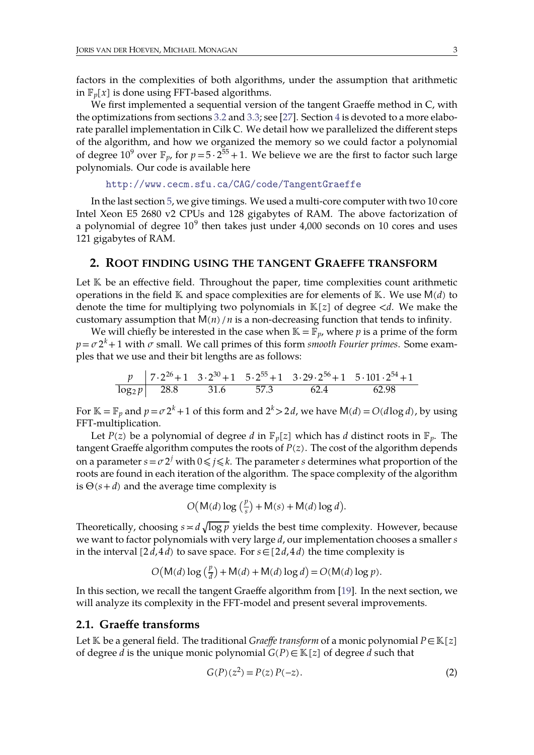factors in the complexities of both algorithms, under the assumption that arithmetic in $\mathbb{F}_p[x]$ is done using FFT-based algorithms.

We first implemented a sequential version of the tangent Graeffe method in C, with the optimizations from sections 3.2 and 3.3; see [27]. Section 4 is devoted to a more elaborate parallel implementation in Cilk C. We detail how we parallelized the different steps of the algorithm, and how we organized the memory so we could factor a polynomial of degree $10^9$ over $\mathbb{F}_p$, for $p = 5 \cdot 2^{55} + 1$. We believe we are the first to factor such large polynomials. Our code is available here

http://www.cecm.sfu.ca/CAG/code/TangentGraeffe

In the last section 5, we give timings. We used a multi-core computer with two 10 core Intel Xeon E5 2680 v2 CPUs and 128 gigabytes of RAM. The above factorization of a polynomial of degree $10^9$ then takes just under 4,000 seconds on 10 cores and uses 121 gigabytes of RAM.

## 2. Root finding using the tangent Graeffe transform

Let $\mathbb{K}$ be an effective field. Throughout the paper, time complexities count arithmetic operations in the field $\mathbb{K}$ and space complexities are for elements of $\mathbb{K}$. We use $\mathsf{M}(d)$ to denote the time for multiplying two polynomials in $\mathbb{K}[z]$ of degree $< d$. We make the customary assumption that $\mathsf{M}(n)/n$ is a non-decreasing function that tends to infinity.

We will chiefly be interested in the case when $\mathbb{K} = \mathbb{F}_p$, where $p$ is a prime of the form $p = \sigma 2^k + 1$ with $\sigma$ small. We call primes of this form *smooth Fourier primes*. Some examples that we use and their bit lengths are as follows:

| $p$ | $7 \cdot 2^{26} + 1$ | $3 \cdot 2^{30} + 1$ | $5 \cdot 2^{55} + 1$ | $3 \cdot 29 \cdot 2^{56} + 1$ | $5 \cdot 101 \cdot 2^{54} + 1$ |
|---|---|---|---|---|---|
| $\log_2 p$ | 28.8 | 31.6 | 57.3 | 62.4 | 62.98 |

For $\mathbb{K} = \mathbb{F}_p$ and $p = \sigma 2^k + 1$ of this form and $2^k > 2d$, we have $\mathsf{M}(d) = O(d \log d)$, by using FFT-multiplication.

Let $P(z)$ be a polynomial of degree $d$ in $\mathbb{F}_p[z]$ which has $d$ distinct roots in $\mathbb{F}_p$. The tangent Graeffe algorithm computes the roots of $P(z)$. The cost of the algorithm depends on a parameter $s = \sigma 2^j$ with $0 \leqslant j \leqslant k$. The parameter $s$ determines what proportion of the roots are found in each iteration of the algorithm. The space complexity of the algorithm is $\Theta(s + d)$ and the average time complexity is

$$O\left(\mathsf{M}(d) \log\left(\tfrac{p}{s}\right) + \mathsf{M}(s) + \mathsf{M}(d) \log d\right).$$

Theoretically, choosing $s \asymp d\sqrt{\log p}$ yields the best time complexity. However, because we want to factor polynomials with very large $d$, our implementation chooses a smaller $s$ in the interval $[2d, 4d)$ to save space. For $s \in [2d, 4d)$ the time complexity is

$$O\left(\mathsf{M}(d) \log\left(\tfrac{p}{d}\right) + \mathsf{M}(d) + \mathsf{M}(d) \log d\right) = O(\mathsf{M}(d) \log p).$$

In this section, we recall the tangent Graeffe algorithm from [19]. In the next section, we will analyze its complexity in the FFT-model and present several improvements.

### 2.1. Graeffe transforms

Let $\mathbb{K}$ be a general field. The traditional *Graeffe transform* of a monic polynomial $P \in \mathbb{K}[z]$ of degree $d$ is the unique monic polynomial $G(P) \in \mathbb{K}[z]$ of degree $d$ such that

$$G(P)(z^2) = P(z)\, P(-z). \tag{2}$$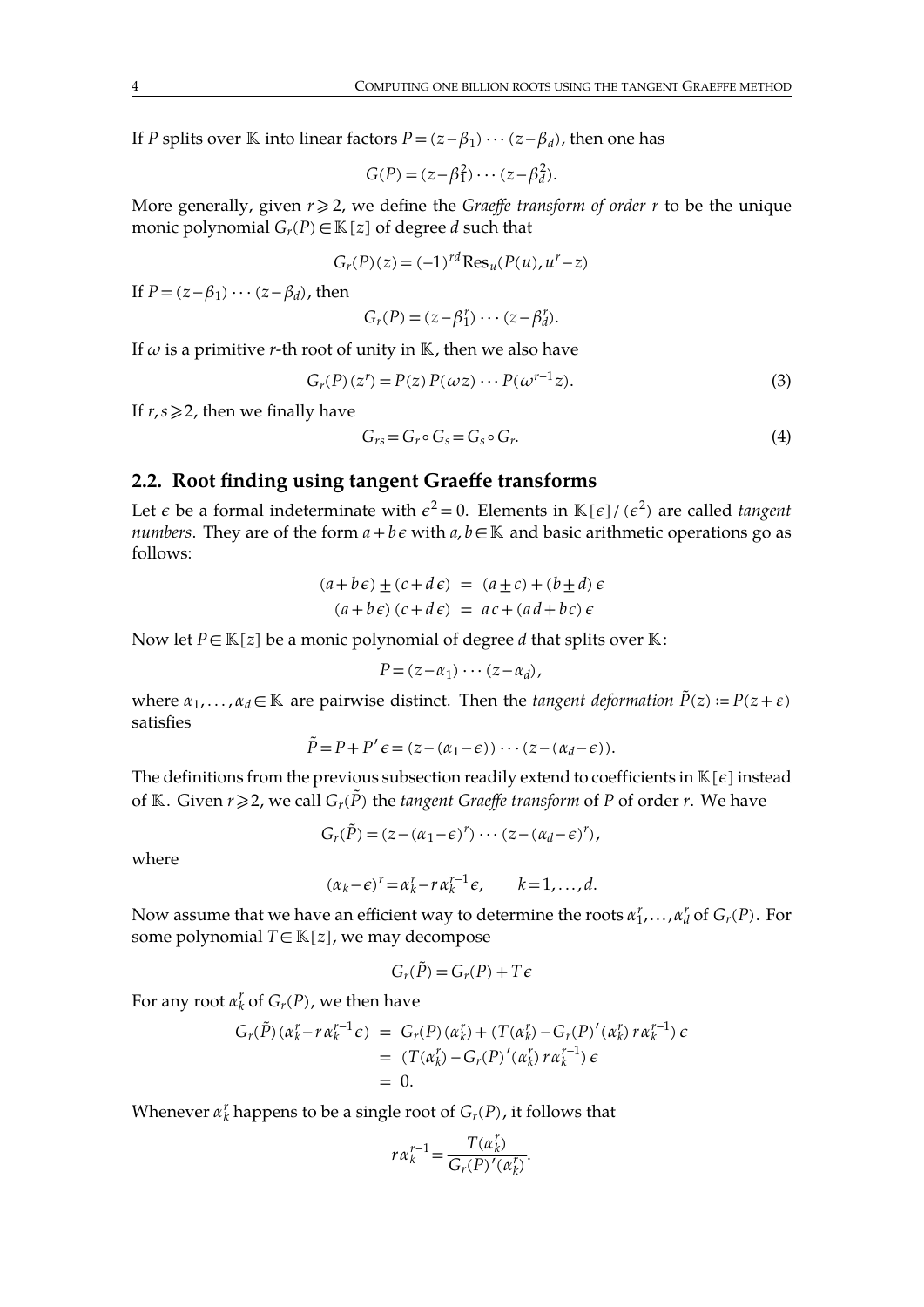If $P$ splits over $\mathbb{K}$ into linear factors $P=(z-\beta_1)\cdots(z-\beta_d)$, then one has

$$G(P)=(z-\beta_1^2)\cdots(z-\beta_d^2).$$

More generally, given $r\geqslant 2$, we define the *Graeffe transform of order r* to be the unique monic polynomial $G_r(P)\in\mathbb{K}[z]$ of degree $d$ such that

$$G_r(P)(z)=(-1)^{rd}\operatorname{Res}_u(P(u),u^r-z)$$

If $P=(z-\beta_1)\cdots(z-\beta_d)$, then

$$G_r(P)=(z-\beta_1^r)\cdots(z-\beta_d^r).$$

If $\omega$ is a primitive $r$-th root of unity in $\mathbb{K}$, then we also have

$$G_r(P)(z^r)=P(z)\,P(\omega z)\cdots P(\omega^{r-1}z). \tag{3}$$

If $r,s\geqslant 2$, then we finally have

$$G_{rs}=G_r\circ G_s=G_s\circ G_r. \tag{4}$$

## 2.2. Root finding using tangent Graeffe transforms

Let $\epsilon$ be a formal indeterminate with $\epsilon^2=0$. Elements in $\mathbb{K}[\epsilon]/(\epsilon^2)$ are called *tangent numbers*. They are of the form $a+b\epsilon$ with $a,b\in\mathbb{K}$ and basic arithmetic operations go as follows:

$$\begin{aligned}(a+b\epsilon)\pm(c+d\epsilon) &= (a\pm c)+(b\pm d)\,\epsilon\\ (a+b\epsilon)\,(c+d\epsilon) &= ac+(ad+bc)\,\epsilon\end{aligned}$$

Now let $P\in\mathbb{K}[z]$ be a monic polynomial of degree $d$ that splits over $\mathbb{K}$:

$$P=(z-\alpha_1)\cdots(z-\alpha_d),$$

where $\alpha_1,\ldots,\alpha_d\in\mathbb{K}$ are pairwise distinct. Then the *tangent deformation* $\tilde{P}(z):=P(z+\varepsilon)$ satisfies

$$\tilde{P}=P+P'\epsilon=(z-(\alpha_1-\epsilon))\cdots(z-(\alpha_d-\epsilon)).$$

The definitions from the previous subsection readily extend to coefficients in $\mathbb{K}[\epsilon]$ instead of $\mathbb{K}$. Given $r\geqslant 2$, we call $G_r(\tilde{P})$ the *tangent Graeffe transform* of $P$ of order $r$. We have

$$G_r(\tilde{P})=(z-(\alpha_1-\epsilon)^r)\cdots(z-(\alpha_d-\epsilon)^r),$$

where

$$(\alpha_k-\epsilon)^r=\alpha_k^r-r\alpha_k^{r-1}\epsilon,\qquad k=1,\ldots,d.$$

Now assume that we have an efficient way to determine the roots $\alpha_1^r,\ldots,\alpha_d^r$ of $G_r(P)$. For some polynomial $T\in\mathbb{K}[z]$, we may decompose

$$G_r(\tilde{P})=G_r(P)+T\epsilon$$

For any root $\alpha_k^r$ of $G_r(P)$, we then have

$$\begin{aligned}G_r(\tilde{P})(\alpha_k^r-r\alpha_k^{r-1}\epsilon) &= G_r(P)(\alpha_k^r)+(T(\alpha_k^r)-G_r(P)'(\alpha_k^r)\,r\alpha_k^{r-1})\,\epsilon\\ &= (T(\alpha_k^r)-G_r(P)'(\alpha_k^r)\,r\alpha_k^{r-1})\,\epsilon\\ &= 0.\end{aligned}$$

Whenever $\alpha_k^r$ happens to be a single root of $G_r(P)$, it follows that

$$r\alpha_k^{r-1}=\frac{T(\alpha_k^r)}{G_r(P)'(\alpha_k^r)}.$$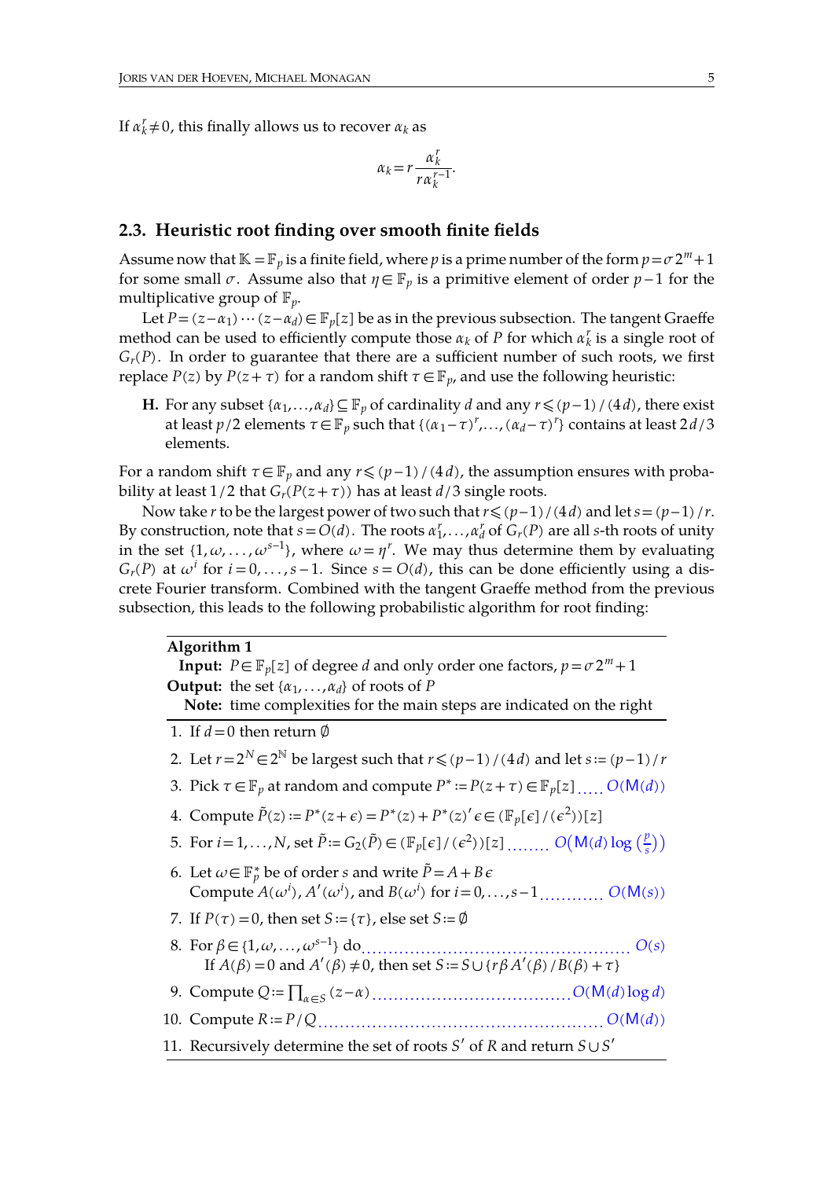If $\alpha_k^r \neq 0$, this finally allows us to recover $\alpha_k$ as

$$\alpha_k = r \frac{\alpha_k^r}{r \alpha_k^{r-1}}.$$

## 2.3. Heuristic root finding over smooth finite fields

Assume now that $\mathbb{K} = \mathbb{F}_p$ is a finite field, where $p$ is a prime number of the form $p = \sigma 2^m + 1$ for some small $\sigma$. Assume also that $\eta \in \mathbb{F}_p$ is a primitive element of order $p-1$ for the multiplicative group of $\mathbb{F}_p$.

Let $P = (z - \alpha_1) \cdots (z - \alpha_d) \in \mathbb{F}_p[z]$ be as in the previous subsection. The tangent Graeffe method can be used to efficiently compute those $\alpha_k$ of $P$ for which $\alpha_k^r$ is a single root of $G_r(P)$. In order to guarantee that there are a sufficient number of such roots, we first replace $P(z)$ by $P(z + \tau)$ for a random shift $\tau \in \mathbb{F}_p$, and use the following heuristic:

**H.** For any subset $\{\alpha_1, \ldots, \alpha_d\} \subseteq \mathbb{F}_p$ of cardinality $d$ and any $r \leqslant (p-1)/(4d)$, there exist at least $p/2$ elements $\tau \in \mathbb{F}_p$ such that $\{(\alpha_1 - \tau)^r, \ldots, (\alpha_d - \tau)^r\}$ contains at least $2d/3$ elements.

For a random shift $\tau \in \mathbb{F}_p$ and any $r \leqslant (p-1)/(4d)$, the assumption ensures with probability at least $1/2$ that $G_r(P(z + \tau))$ has at least $d/3$ single roots.

Now take $r$ to be the largest power of two such that $r \leqslant (p-1)/(4d)$ and let $s = (p-1)/r$. By construction, note that $s = O(d)$. The roots $\alpha_1^r, \ldots, \alpha_d^r$ of $G_r(P)$ are all $s$-th roots of unity in the set $\{1, \omega, \ldots, \omega^{s-1}\}$, where $\omega = \eta^r$. We may thus determine them by evaluating $G_r(P)$ at $\omega^i$ for $i = 0, \ldots, s-1$. Since $s = O(d)$, this can be done efficiently using a discrete Fourier transform. Combined with the tangent Graeffe method from the previous subsection, this leads to the following probabilistic algorithm for root finding:

---

**Algorithm 1**

**Input:** $P \in \mathbb{F}_p[z]$ of degree $d$ and only order one factors, $p = \sigma 2^m + 1$

**Output:** the set $\{\alpha_1, \ldots, \alpha_d\}$ of roots of $P$

**Note:** time complexities for the main steps are indicated on the right

---

1. If $d = 0$ then return $\emptyset$
2. Let $r = 2^N \in 2^{\mathbb{N}}$ be largest such that $r \leqslant (p-1)/(4d)$ and let $s := (p-1)/r$
3. Pick $\tau \in \mathbb{F}_p$ at random and compute $P^* := P(z + \tau) \in \mathbb{F}_p[z]$ ..... $O(\mathsf{M}(d))$
4. Compute $\tilde{P}(z) := P^*(z + \epsilon) = P^*(z) + P^*(z)' \epsilon \in (\mathbb{F}_p[\epsilon]/(\epsilon^2))[z]$
5. For $i = 1, \ldots, N$, set $\tilde{P} := G_2(\tilde{P}) \in (\mathbb{F}_p[\epsilon]/(\epsilon^2))[z]$ ........ $O\left(\mathsf{M}(d) \log\left(\frac{p}{s}\right)\right)$
6. Let $\omega \in \mathbb{F}_p^*$ be of order $s$ and write $\tilde{P} = A + B\epsilon$
   Compute $A(\omega^i)$, $A'(\omega^i)$, and $B(\omega^i)$ for $i = 0, \ldots, s-1$ ........... $O(\mathsf{M}(s))$
7. If $P(\tau) = 0$, then set $S := \{\tau\}$, else set $S := \emptyset$
8. For $\beta \in \{1, \omega, \ldots, \omega^{s-1}\}$ do ........................ $O(s)$
   If $A(\beta) = 0$ and $A'(\beta) \neq 0$, then set $S := S \cup \{r\beta A'(\beta)/B(\beta) + \tau\}$
9. Compute $Q := \prod_{\alpha \in S} (z - \alpha)$ ........................ $O(\mathsf{M}(d) \log d)$
10. Compute $R := P/Q$ ........................ $O(\mathsf{M}(d))$
11. Recursively determine the set of roots $S'$ of $R$ and return $S \cup S'$

---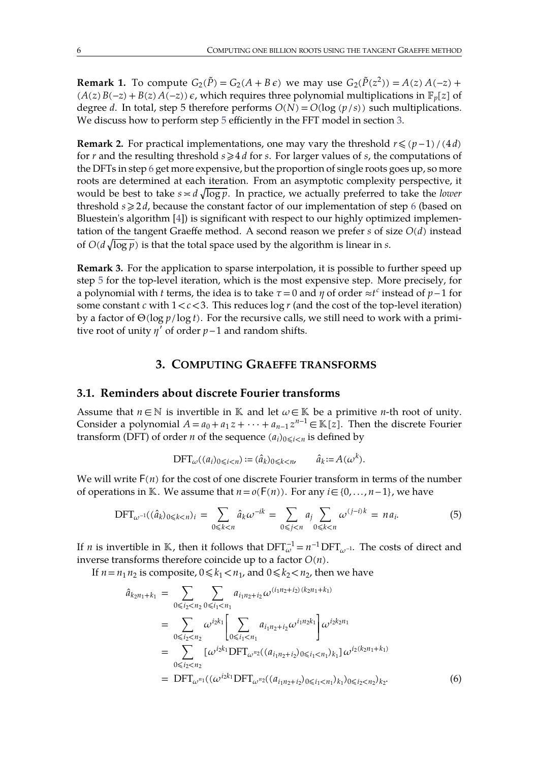**Remark 1.** To compute $G_2(\tilde{P}) = G_2(A + B\,\epsilon)$ we may use $G_2(\tilde{P}(z^2)) = A(z)\,A(-z) + (A(z)\,B(-z) + B(z)\,A(-z))\,\epsilon$, which requires three polynomial multiplications in $\mathbb{F}_p[z]$ of degree $d$. In total, step 5 therefore performs $O(N) = O(\log(p/s))$ such multiplications. We discuss how to perform step 5 efficiently in the FFT model in section 3.

**Remark 2.** For practical implementations, one may vary the threshold $r \leqslant (p-1)/(4d)$ for $r$ and the resulting threshold $s \geqslant 4d$ for $s$. For larger values of $s$, the computations of the DFTs in step 6 get more expensive, but the proportion of single roots goes up, so more roots are determined at each iteration. From an asymptotic complexity perspective, it would be best to take $s \asymp d\sqrt{\log p}$. In practice, we actually preferred to take the *lower* threshold $s \geqslant 2d$, because the constant factor of our implementation of step 6 (based on Bluestein's algorithm [4]) is significant with respect to our highly optimized implementation of the tangent Graeffe method. A second reason we prefer $s$ of size $O(d)$ instead of $O(d\sqrt{\log p})$ is that the total space used by the algorithm is linear in $s$.

**Remark 3.** For the application to sparse interpolation, it is possible to further speed up step 5 for the top-level iteration, which is the most expensive step. More precisely, for a polynomial with $t$ terms, the idea is to take $\tau = 0$ and $\eta$ of order $\approx t^c$ instead of $p-1$ for some constant $c$ with $1 < c < 3$. This reduces $\log r$ (and the cost of the top-level iteration) by a factor of $\Theta(\log p / \log t)$. For the recursive calls, we still need to work with a primitive root of unity $\eta'$ of order $p-1$ and random shifts.

## 3. Computing Graeffe transforms

### 3.1. Reminders about discrete Fourier transforms

Assume that $n \in \mathbb{N}$ is invertible in $\mathbb{K}$ and let $\omega \in \mathbb{K}$ be a primitive $n$-th root of unity. Consider a polynomial $A = a_0 + a_1 z + \cdots + a_{n-1} z^{n-1} \in \mathbb{K}[z]$. Then the discrete Fourier transform (DFT) of order $n$ of the sequence $(a_i)_{0 \leqslant i < n}$ is defined by

$$\mathrm{DFT}_\omega((a_i)_{0 \leqslant i < n}) := (\hat{a}_k)_{0 \leqslant k < n}, \qquad \hat{a}_k := A(\omega^k).$$

We will write $\mathsf{F}(n)$ for the cost of one discrete Fourier transform in terms of the number of operations in $\mathbb{K}$. We assume that $n = o(\mathsf{F}(n))$. For any $i \in \{0, \ldots, n-1\}$, we have

$$\mathrm{DFT}_{\omega^{-1}}((\hat{a}_k)_{0 \leqslant k < n})_i = \sum_{0 \leqslant k < n} \hat{a}_k \omega^{-ik} = \sum_{0 \leqslant j < n} a_j \sum_{0 \leqslant k < n} \omega^{(j-i)k} = n\,a_i. \tag{5}$$

If $n$ is invertible in $\mathbb{K}$, then it follows that $\mathrm{DFT}_\omega^{-1} = n^{-1}\,\mathrm{DFT}_{\omega^{-1}}$. The costs of direct and inverse transforms therefore coincide up to a factor $O(n)$.

If $n = n_1 n_2$ is composite, $0 \leqslant k_1 < n_1$, and $0 \leqslant k_2 < n_2$, then we have

$$\begin{aligned}
\hat{a}_{k_2 n_1 + k_1} &= \sum_{0 \leqslant i_2 < n_2} \sum_{0 \leqslant i_1 < n_1} a_{i_1 n_2 + i_2} \omega^{(i_1 n_2 + i_2)(k_2 n_1 + k_1)} \\
&= \sum_{0 \leqslant i_2 < n_2} \omega^{i_2 k_1} \left[ \sum_{0 \leqslant i_1 < n_1} a_{i_1 n_2 + i_2} \omega^{i_1 n_2 k_1} \right] \omega^{i_2 k_2 n_1} \\
&= \sum_{0 \leqslant i_2 < n_2} [\omega^{i_2 k_1} \mathrm{DFT}_{\omega^{n_2}}((a_{i_1 n_2 + i_2})_{0 \leqslant i_1 < n_1})_{k_1}]\, \omega^{i_2 (k_2 n_1 + k_1)} \\
&= \mathrm{DFT}_{\omega^{n_1}}((\omega^{i_2 k_1} \mathrm{DFT}_{\omega^{n_2}}((a_{i_1 n_2 + i_2})_{0 \leqslant i_1 < n_1})_{k_1})_{0 \leqslant i_2 < n_2})_{k_2}.
\end{aligned} \tag{6}$$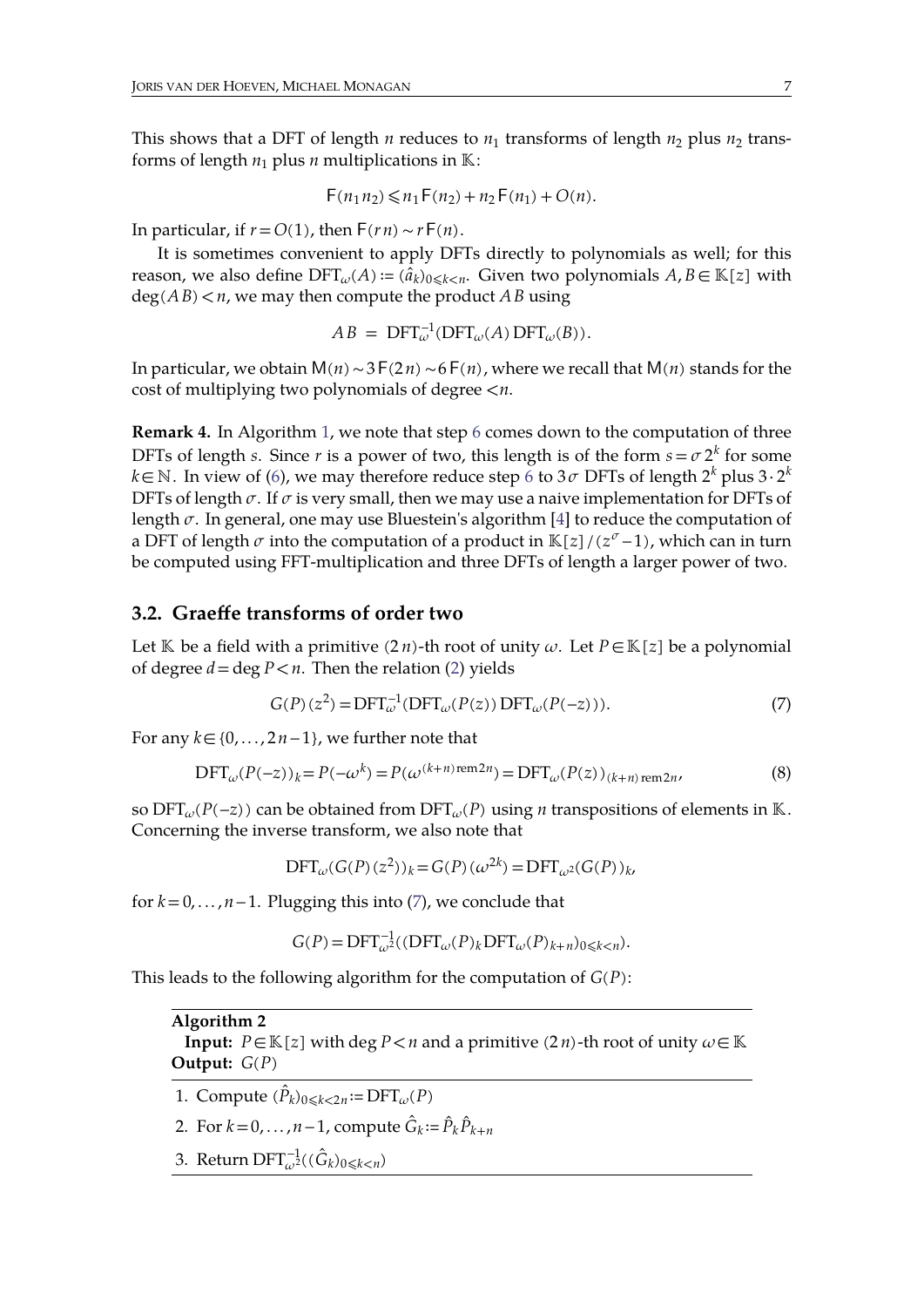This shows that a DFT of length $n$ reduces to $n_1$ transforms of length $n_2$ plus $n_2$ transforms of length $n_1$ plus $n$ multiplications in $\mathbb{K}$:

$$\mathsf{F}(n_1 n_2) \leqslant n_1 \mathsf{F}(n_2) + n_2 \mathsf{F}(n_1) + O(n).$$

In particular, if $r = O(1)$, then $\mathsf{F}(r n) \sim r \mathsf{F}(n)$.

It is sometimes convenient to apply DFTs directly to polynomials as well; for this reason, we also define $\mathrm{DFT}_\omega(A) := (\hat{a}_k)_{0 \leqslant k < n}$. Given two polynomials $A, B \in \mathbb{K}[z]$ with $\deg(A B) < n$, we may then compute the product $A B$ using

$$A B \; = \; \mathrm{DFT}_\omega^{-1}(\mathrm{DFT}_\omega(A)\, \mathrm{DFT}_\omega(B)).$$

In particular, we obtain $\mathsf{M}(n) \sim 3\,\mathsf{F}(2n) \sim 6\,\mathsf{F}(n)$, where we recall that $\mathsf{M}(n)$ stands for the cost of multiplying two polynomials of degree $<n$.

**Remark 4.** In Algorithm 1, we note that step 6 comes down to the computation of three DFTs of length $s$. Since $r$ is a power of two, this length is of the form $s = \sigma\, 2^k$ for some $k \in \mathbb{N}$. In view of (6), we may therefore reduce step 6 to $3\sigma$ DFTs of length $2^k$ plus $3 \cdot 2^k$ DFTs of length $\sigma$. If $\sigma$ is very small, then we may use a naive implementation for DFTs of length $\sigma$. In general, one may use Bluestein's algorithm [4] to reduce the computation of a DFT of length $\sigma$ into the computation of a product in $\mathbb{K}[z]/(z^\sigma - 1)$, which can in turn be computed using FFT-multiplication and three DFTs of length a larger power of two.

### 3.2. Graeffe transforms of order two

Let $\mathbb{K}$ be a field with a primitive $(2n)$-th root of unity $\omega$. Let $P \in \mathbb{K}[z]$ be a polynomial of degree $d = \deg P < n$. Then the relation (2) yields

$$G(P)(z^2) = \mathrm{DFT}_\omega^{-1}(\mathrm{DFT}_\omega(P(z))\, \mathrm{DFT}_\omega(P(-z))). \tag{7}$$

For any $k \in \{0, \ldots, 2n-1\}$, we further note that

$$\mathrm{DFT}_\omega(P(-z))_k = P(-\omega^k) = P(\omega^{(k+n) \operatorname{rem} 2n}) = \mathrm{DFT}_\omega(P(z))_{(k+n) \operatorname{rem} 2n}, \tag{8}$$

so $\mathrm{DFT}_\omega(P(-z))$ can be obtained from $\mathrm{DFT}_\omega(P)$ using $n$ transpositions of elements in $\mathbb{K}$. Concerning the inverse transform, we also note that

$$\mathrm{DFT}_\omega(G(P)(z^2))_k = G(P)(\omega^{2k}) = \mathrm{DFT}_{\omega^2}(G(P))_k,$$

for $k = 0, \ldots, n-1$. Plugging this into (7), we conclude that

$$G(P) = \mathrm{DFT}_{\omega^2}^{-1}((\mathrm{DFT}_\omega(P)_k\, \mathrm{DFT}_\omega(P)_{k+n})_{0 \leqslant k < n}).$$

This leads to the following algorithm for the computation of $G(P)$:

**Algorithm 2**

**Input:** $P \in \mathbb{K}[z]$ with $\deg P < n$ and a primitive $(2n)$-th root of unity $\omega \in \mathbb{K}$

**Output:** $G(P)$

1. Compute $(\hat{P}_k)_{0 \leqslant k < 2n} := \mathrm{DFT}_\omega(P)$
2. For $k = 0, \ldots, n-1$, compute $\hat{G}_k := \hat{P}_k \hat{P}_{k+n}$
3. Return $\mathrm{DFT}_{\omega^2}^{-1}((\hat{G}_k)_{0 \leqslant k < n})$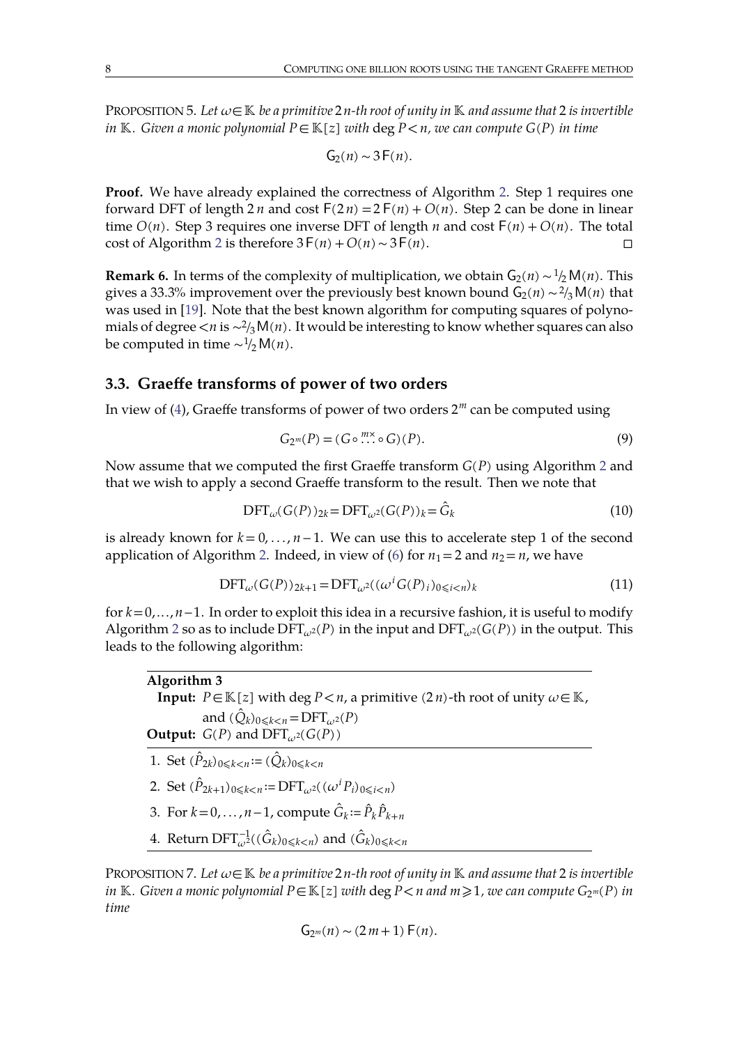PROPOSITION 5. *Let $\omega \in \mathbb{K}$ be a primitive $2n$-th root of unity in $\mathbb{K}$ and assume that 2 is invertible in $\mathbb{K}$. Given a monic polynomial $P \in \mathbb{K}[z]$ with $\deg P < n$, we can compute $G(P)$ in time*

$$\mathsf{G}_2(n) \sim 3\,\mathsf{F}(n).$$

**Proof.** We have already explained the correctness of Algorithm 2. Step 1 requires one forward DFT of length $2n$ and cost $\mathsf{F}(2n) = 2\,\mathsf{F}(n) + O(n)$. Step 2 can be done in linear time $O(n)$. Step 3 requires one inverse DFT of length $n$ and cost $\mathsf{F}(n) + O(n)$. The total cost of Algorithm 2 is therefore $3\,\mathsf{F}(n) + O(n) \sim 3\,\mathsf{F}(n)$. □

**Remark 6.** In terms of the complexity of multiplication, we obtain $\mathsf{G}_2(n) \sim {}^1\!/_2\,\mathsf{M}(n)$. This gives a 33.3% improvement over the previously best known bound $\mathsf{G}_2(n) \sim {}^2\!/_3\,\mathsf{M}(n)$ that was used in [19]. Note that the best known algorithm for computing squares of polynomials of degree $<n$ is $\sim {}^2\!/_3\,\mathsf{M}(n)$. It would be interesting to know whether squares can also be computed in time $\sim {}^1\!/_2\,\mathsf{M}(n)$.

### 3.3. Graeffe transforms of power of two orders

In view of (4), Graeffe transforms of power of two orders $2^m$ can be computed using

$$G_{2^m}(P) = (G \circ \overset{m\times}{\cdots} \circ G)(P). \tag{9}$$

Now assume that we computed the first Graeffe transform $G(P)$ using Algorithm 2 and that we wish to apply a second Graeffe transform to the result. Then we note that

$$\mathrm{DFT}_{\omega}(G(P))_{2k} = \mathrm{DFT}_{\omega^2}(G(P))_k = \hat{G}_k \tag{10}$$

is already known for $k = 0, \ldots, n-1$. We can use this to accelerate step 1 of the second application of Algorithm 2. Indeed, in view of (6) for $n_1 = 2$ and $n_2 = n$, we have

$$\mathrm{DFT}_{\omega}(G(P))_{2k+1} = \mathrm{DFT}_{\omega^2}((\omega^i G(P)_i)_{0 \leqslant i < n})_k \tag{11}$$

for $k = 0, \ldots, n-1$. In order to exploit this idea in a recursive fashion, it is useful to modify Algorithm 2 so as to include $\mathrm{DFT}_{\omega^2}(P)$ in the input and $\mathrm{DFT}_{\omega^2}(G(P))$ in the output. This leads to the following algorithm:

**Algorithm 3**

**Input:** $P \in \mathbb{K}[z]$ with $\deg P < n$, a primitive $(2n)$-th root of unity $\omega \in \mathbb{K}$, and $(\hat{Q}_k)_{0 \leqslant k < n} = \mathrm{DFT}_{\omega^2}(P)$

**Output:** $G(P)$ and $\mathrm{DFT}_{\omega^2}(G(P))$

1. Set $(\hat{P}_{2k})_{0 \leqslant k < n} := (\hat{Q}_k)_{0 \leqslant k < n}$
2. Set $(\hat{P}_{2k+1})_{0 \leqslant k < n} := \mathrm{DFT}_{\omega^2}((\omega^i P_i)_{0 \leqslant i < n})$
3. For $k = 0, \ldots, n-1$, compute $\hat{G}_k := \hat{P}_k \hat{P}_{k+n}$
4. Return $\mathrm{DFT}_{\omega^2}^{-1}((\hat{G}_k)_{0 \leqslant k < n})$ and $(\hat{G}_k)_{0 \leqslant k < n}$

PROPOSITION 7. *Let $\omega \in \mathbb{K}$ be a primitive $2n$-th root of unity in $\mathbb{K}$ and assume that 2 is invertible in $\mathbb{K}$. Given a monic polynomial $P \in \mathbb{K}[z]$ with $\deg P < n$ and $m \geqslant 1$, we can compute $G_{2^m}(P)$ in time*

$$\mathsf{G}_{2^m}(n) \sim (2m+1)\,\mathsf{F}(n).$$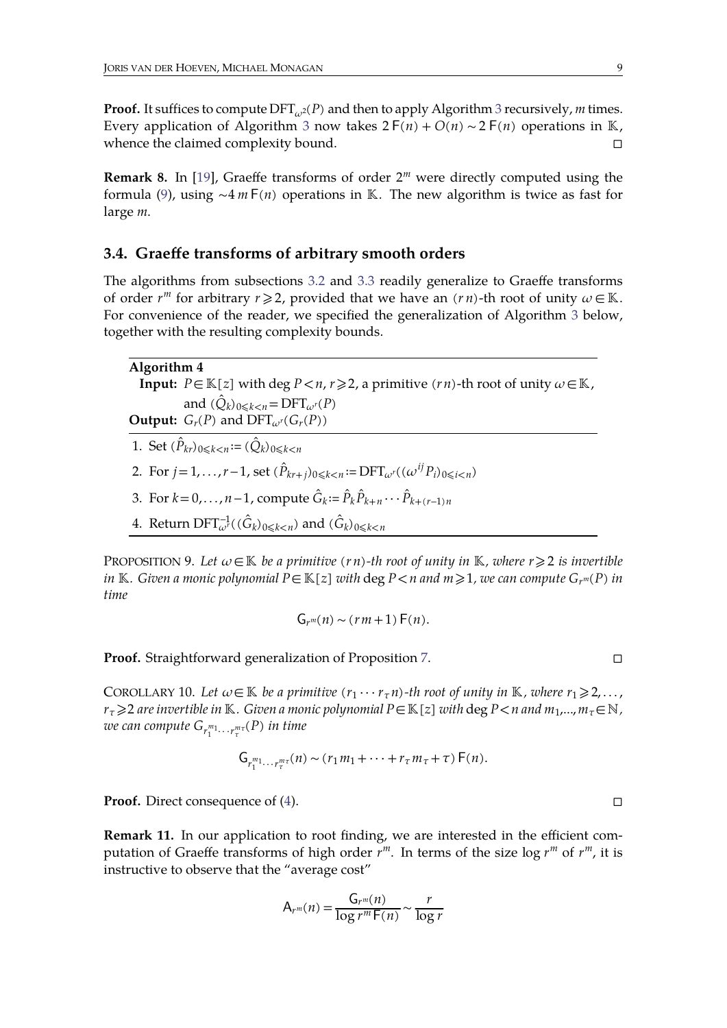**Proof.** It suffices to compute $\mathrm{DFT}_{\omega^2}(P)$ and then to apply Algorithm 3 recursively, $m$ times. Every application of Algorithm 3 now takes $2\,\mathsf{F}(n) + O(n) \sim 2\,\mathsf{F}(n)$ operations in $\mathbb{K}$, whence the claimed complexity bound. $\square$

**Remark 8.** In [19], Graeffe transforms of order $2^m$ were directly computed using the formula (9), using $\sim 4\,m\,\mathsf{F}(n)$ operations in $\mathbb{K}$. The new algorithm is twice as fast for large $m$.

### 3.4. Graeffe transforms of arbitrary smooth orders

The algorithms from subsections 3.2 and 3.3 readily generalize to Graeffe transforms of order $r^m$ for arbitrary $r \geqslant 2$, provided that we have an $(r\,n)$-th root of unity $\omega \in \mathbb{K}$. For convenience of the reader, we specified the generalization of Algorithm 3 below, together with the resulting complexity bounds.

---

**Algorithm 4**

**Input:** $P \in \mathbb{K}[z]$ with $\deg P < n$, $r \geqslant 2$, a primitive $(r\,n)$-th root of unity $\omega \in \mathbb{K}$, and $(\hat{Q}_k)_{0 \leqslant k < n} = \mathrm{DFT}_{\omega^r}(P)$

**Output:** $G_r(P)$ and $\mathrm{DFT}_{\omega^r}(G_r(P))$

---

1. Set $(\hat{P}_{kr})_{0 \leqslant k < n} := (\hat{Q}_k)_{0 \leqslant k < n}$
2. For $j = 1, \ldots, r-1$, set $(\hat{P}_{kr+j})_{0 \leqslant k < n} := \mathrm{DFT}_{\omega^r}((\omega^{ij} P_i)_{0 \leqslant i < n})$
3. For $k = 0, \ldots, n-1$, compute $\hat{G}_k := \hat{P}_k \hat{P}_{k+n} \cdots \hat{P}_{k+(r-1)n}$
4. Return $\mathrm{DFT}_{\omega^r}^{-1}((\hat{G}_k)_{0 \leqslant k < n})$ and $(\hat{G}_k)_{0 \leqslant k < n}$

---

PROPOSITION 9. *Let $\omega \in \mathbb{K}$ be a primitive $(r\,n)$-th root of unity in $\mathbb{K}$, where $r \geqslant 2$ is invertible in $\mathbb{K}$. Given a monic polynomial $P \in \mathbb{K}[z]$ with $\deg P < n$ and $m \geqslant 1$, we can compute $G_{r^m}(P)$ in time*

$$\mathsf{G}_{r^m}(n) \sim (r\,m + 1)\,\mathsf{F}(n).$$

**Proof.** Straightforward generalization of Proposition 7. $\square$

COROLLARY 10. *Let $\omega \in \mathbb{K}$ be a primitive $(r_1 \cdots r_\tau n)$-th root of unity in $\mathbb{K}$, where $r_1 \geqslant 2, \ldots, r_\tau \geqslant 2$ are invertible in $\mathbb{K}$. Given a monic polynomial $P \in \mathbb{K}[z]$ with $\deg P < n$ and $m_1, \ldots, m_\tau \in \mathbb{N}$, we can compute $G_{r_1^{m_1} \cdots r_\tau^{m_\tau}}(P)$ in time*

$$\mathsf{G}_{r_1^{m_1} \cdots r_\tau^{m_\tau}}(n) \sim (r_1 m_1 + \cdots + r_\tau m_\tau + \tau)\,\mathsf{F}(n).$$

**Proof.** Direct consequence of (4). $\square$

**Remark 11.** In our application to root finding, we are interested in the efficient computation of Graeffe transforms of high order $r^m$. In terms of the size $\log r^m$ of $r^m$, it is instructive to observe that the "average cost"

$$\mathsf{A}_{r^m}(n) = \frac{\mathsf{G}_{r^m}(n)}{\log r^m\,\mathsf{F}(n)} \sim \frac{r}{\log r}$$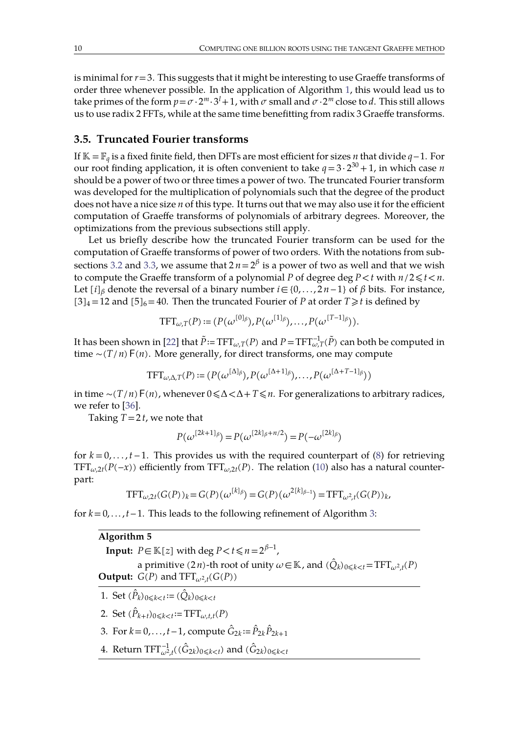is minimal for $r = 3$. This suggests that it might be interesting to use Graeffe transforms of order three whenever possible. In the application of Algorithm 1, this would lead us to take primes of the form $p = \sigma \cdot 2^m \cdot 3^l + 1$, with $\sigma$ small and $\sigma \cdot 2^m$ close to $d$. This still allows us to use radix 2 FFTs, while at the same time benefitting from radix 3 Graeffe transforms.

### 3.5. Truncated Fourier transforms

If $\mathbb{K} = \mathbb{F}_q$ is a fixed finite field, then DFTs are most efficient for sizes $n$ that divide $q - 1$. For our root finding application, it is often convenient to take $q = 3 \cdot 2^{30} + 1$, in which case $n$ should be a power of two or three times a power of two. The truncated Fourier transform was developed for the multiplication of polynomials such that the degree of the product does not have a nice size $n$ of this type. It turns out that we may also use it for the efficient computation of Graeffe transforms of polynomials of arbitrary degrees. Moreover, the optimizations from the previous subsections still apply.

Let us briefly describe how the truncated Fourier transform can be used for the computation of Graeffe transforms of power of two orders. With the notations from subsections 3.2 and 3.3, we assume that $2n = 2^\beta$ is a power of two as well and that we wish to compute the Graeffe transform of a polynomial $P$ of degree $\deg P < t$ with $n/2 \leqslant t < n$. Let $[i]_\beta$ denote the reversal of a binary number $i \in \{0, \ldots, 2n - 1\}$ of $\beta$ bits. For instance, $[3]_4 = 12$ and $[5]_6 = 40$. Then the truncated Fourier of $P$ at order $T \geqslant t$ is defined by

$$\mathrm{TFT}_{\omega,T}(P) := (P(\omega^{[0]_\beta}), P(\omega^{[1]_\beta}), \ldots, P(\omega^{[T-1]_\beta})).$$

It has been shown in [22] that $\tilde{P} := \mathrm{TFT}_{\omega,T}(P)$ and $P = \mathrm{TFT}_{\omega,T}^{-1}(\tilde{P})$ can both be computed in time $\sim (T/n)\,\mathsf{F}(n)$. More generally, for direct transforms, one may compute

$$\mathrm{TFT}_{\omega,\Delta,T}(P) := (P(\omega^{[\Delta]_\beta}), P(\omega^{[\Delta+1]_\beta}), \ldots, P(\omega^{[\Delta+T-1]_\beta}))$$

in time $\sim (T/n)\,\mathsf{F}(n)$, whenever $0 \leqslant \Delta < \Delta + T \leqslant n$. For generalizations to arbitrary radices, we refer to [36].

Taking $T = 2t$, we note that

$$P(\omega^{[2k+1]_\beta}) = P(\omega^{[2k]_\beta + n/2}) = P(-\omega^{[2k]_\beta})$$

for $k = 0, \ldots, t - 1$. This provides us with the required counterpart of (8) for retrieving $\mathrm{TFT}_{\omega,2t}(P(-x))$ efficiently from $\mathrm{TFT}_{\omega,2t}(P)$. The relation (10) also has a natural counterpart:

$$\mathrm{TFT}_{\omega,2t}(G(P))_k = G(P)(\omega^{[k]_\beta}) = G(P)(\omega^{2[k]_{\beta-1}}) = \mathrm{TFT}_{\omega^2,t}(G(P))_k,$$

for $k = 0, \ldots, t - 1$. This leads to the following refinement of Algorithm 3:

**Algorithm 5**

**Input:** $P \in \mathbb{K}[z]$ with $\deg P < t \leqslant n = 2^{\beta-1}$,
a primitive $(2n)$-th root of unity $\omega \in \mathbb{K}$, and $(\hat{Q}_k)_{0 \leqslant k < t} = \mathrm{TFT}_{\omega^2,t}(P)$

**Output:** $G(P)$ and $\mathrm{TFT}_{\omega^2,t}(G(P))$

1. Set $(\hat{P}_k)_{0 \leqslant k < t} := (\hat{Q}_k)_{0 \leqslant k < t}$
2. Set $(\hat{P}_{k+t})_{0 \leqslant k < t} := \mathrm{TFT}_{\omega,t,t}(P)$
3. For $k = 0, \ldots, t - 1$, compute $\hat{G}_{2k} := \hat{P}_{2k} \hat{P}_{2k+1}$
4. Return $\mathrm{TFT}_{\omega^2,t}^{-1}((\hat{G}_{2k})_{0 \leqslant k < t})$ and $(\hat{G}_{2k})_{0 \leqslant k < t}$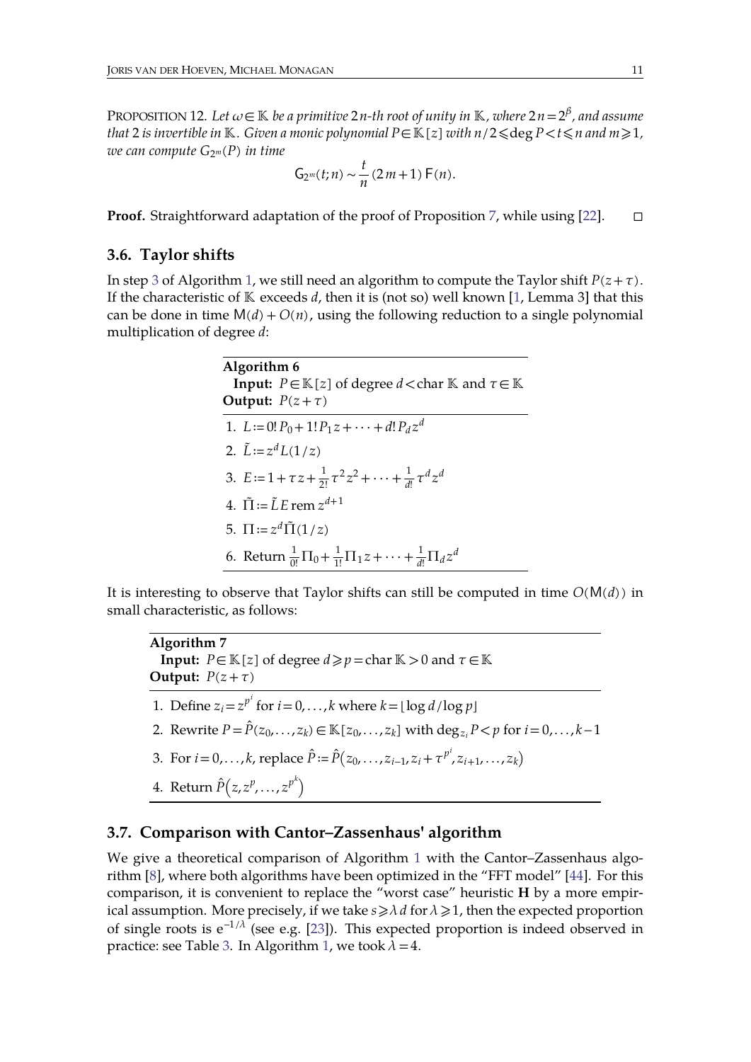PROPOSITION 12. *Let $\omega \in \mathbb{K}$ be a primitive $2n$-th root of unity in $\mathbb{K}$, where $2n = 2^{\beta}$, and assume that 2 is invertible in $\mathbb{K}$. Given a monic polynomial $P \in \mathbb{K}[z]$ with $n/2 \leqslant \deg P < t \leqslant n$ and $m \geqslant 1$, we can compute $G_{2^m}(P)$ in time*

$$\mathsf{G}_{2^m}(t; n) \sim \frac{t}{n}(2m+1)\,\mathsf{F}(n).$$

**Proof.** Straightforward adaptation of the proof of Proposition 7, while using [22]. □

### 3.6. Taylor shifts

In step 3 of Algorithm 1, we still need an algorithm to compute the Taylor shift $P(z+\tau)$. If the characteristic of $\mathbb{K}$ exceeds $d$, then it is (not so) well known [1, Lemma 3] that this can be done in time $\mathsf{M}(d) + O(n)$, using the following reduction to a single polynomial multiplication of degree $d$:

**Algorithm 6**
**Input:** $P \in \mathbb{K}[z]$ of degree $d < \operatorname{char} \mathbb{K}$ and $\tau \in \mathbb{K}$
**Output:** $P(z+\tau)$

1. $L := 0!\,P_0 + 1!\,P_1 z + \cdots + d!\,P_d z^d$
2. $\tilde{L} := z^d L(1/z)$
3. $E := 1 + \tau z + \frac{1}{2!}\tau^2 z^2 + \cdots + \frac{1}{d!}\tau^d z^d$
4. $\tilde{\Pi} := \tilde{L} E \operatorname{rem} z^{d+1}$
5. $\Pi := z^d \tilde{\Pi}(1/z)$
6. Return $\frac{1}{0!}\Pi_0 + \frac{1}{1!}\Pi_1 z + \cdots + \frac{1}{d!}\Pi_d z^d$

It is interesting to observe that Taylor shifts can still be computed in time $O(\mathsf{M}(d))$ in small characteristic, as follows:

**Algorithm 7**
**Input:** $P \in \mathbb{K}[z]$ of degree $d \geqslant p = \operatorname{char} \mathbb{K} > 0$ and $\tau \in \mathbb{K}$
**Output:** $P(z+\tau)$

1. Define $z_i = z^{p^i}$ for $i = 0, \ldots, k$ where $k = \lfloor \log d / \log p \rfloor$
2. Rewrite $P = \hat{P}(z_0, \ldots, z_k) \in \mathbb{K}[z_0, \ldots, z_k]$ with $\deg_{z_i} P < p$ for $i = 0, \ldots, k-1$
3. For $i = 0, \ldots, k$, replace $\hat{P} := \hat{P}(z_0, \ldots, z_{i-1}, z_i + \tau^{p^i}, z_{i+1}, \ldots, z_k)$
4. Return $\hat{P}(z, z^p, \ldots, z^{p^k})$

### 3.7. Comparison with Cantor–Zassenhaus' algorithm

We give a theoretical comparison of Algorithm 1 with the Cantor–Zassenhaus algorithm [8], where both algorithms have been optimized in the "FFT model" [44]. For this comparison, it is convenient to replace the "worst case" heuristic **H** by a more empirical assumption. More precisely, if we take $s \geqslant \lambda d$ for $\lambda \geqslant 1$, then the expected proportion of single roots is $\mathrm{e}^{-1/\lambda}$ (see e.g. [23]). This expected proportion is indeed observed in practice: see Table 3. In Algorithm 1, we took $\lambda = 4$.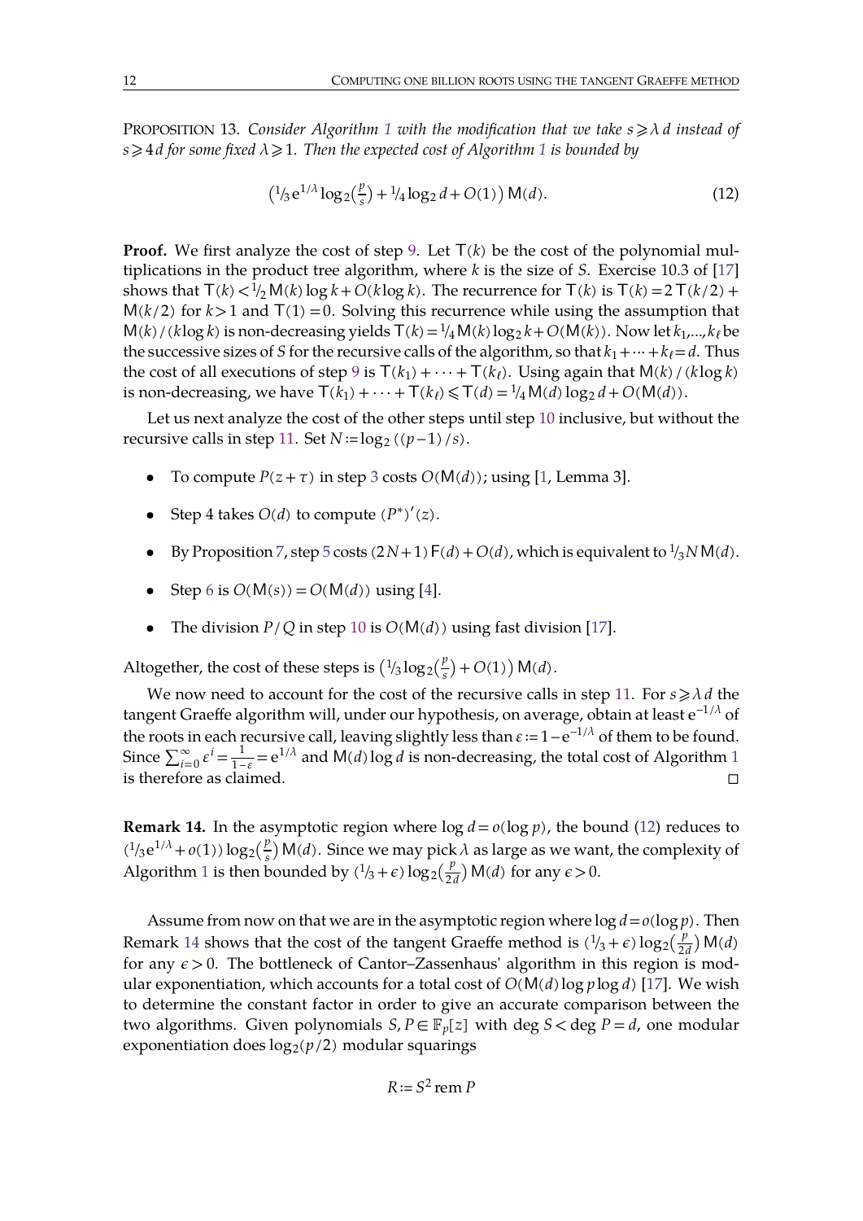PROPOSITION 13. *Consider Algorithm 1 with the modification that we take $s \geqslant \lambda d$ instead of $s \geqslant 4d$ for some fixed $\lambda \geqslant 1$. Then the expected cost of Algorithm 1 is bounded by*

$$\left(\tfrac{1}{3} e^{1/\lambda} \log_2\left(\tfrac{p}{s}\right) + \tfrac{1}{4} \log_2 d + O(1)\right) \mathsf{M}(d). \tag{12}$$

**Proof.** We first analyze the cost of step 9. Let $\mathsf{T}(k)$ be the cost of the polynomial multiplications in the product tree algorithm, where $k$ is the size of $S$. Exercise 10.3 of [17] shows that $\mathsf{T}(k) < \tfrac{1}{2} \mathsf{M}(k) \log k + O(k \log k)$. The recurrence for $\mathsf{T}(k)$ is $\mathsf{T}(k) = 2\,\mathsf{T}(k/2) + \mathsf{M}(k/2)$ for $k > 1$ and $\mathsf{T}(1) = 0$. Solving this recurrence while using the assumption that $\mathsf{M}(k) / (k \log k)$ is non-decreasing yields $\mathsf{T}(k) = \tfrac{1}{4} \mathsf{M}(k) \log_2 k + O(\mathsf{M}(k))$. Now let $k_1, \ldots, k_\ell$ be the successive sizes of $S$ for the recursive calls of the algorithm, so that $k_1 + \cdots + k_\ell = d$. Thus the cost of all executions of step 9 is $\mathsf{T}(k_1) + \cdots + \mathsf{T}(k_\ell)$. Using again that $\mathsf{M}(k) / (k \log k)$ is non-decreasing, we have $\mathsf{T}(k_1) + \cdots + \mathsf{T}(k_\ell) \leqslant \mathsf{T}(d) = \tfrac{1}{4} \mathsf{M}(d) \log_2 d + O(\mathsf{M}(d))$.

Let us next analyze the cost of the other steps until step 10 inclusive, but without the recursive calls in step 11. Set $N := \log_2((p-1)/s)$.

- To compute $P(z+\tau)$ in step 3 costs $O(\mathsf{M}(d))$; using [1, Lemma 3].
- Step 4 takes $O(d)$ to compute $(P^*)'(z)$.
- By Proposition 7, step 5 costs $(2N+1)\,\mathsf{F}(d) + O(d)$, which is equivalent to $\tfrac{1}{3} N\,\mathsf{M}(d)$.
- Step 6 is $O(\mathsf{M}(s)) = O(\mathsf{M}(d))$ using [4].
- The division $P/Q$ in step 10 is $O(\mathsf{M}(d))$ using fast division [17].

Altogether, the cost of these steps is $\left(\tfrac{1}{3} \log_2\left(\tfrac{p}{s}\right) + O(1)\right) \mathsf{M}(d)$.

We now need to account for the cost of the recursive calls in step 11. For $s \geqslant \lambda d$ the tangent Graeffe algorithm will, under our hypothesis, on average, obtain at least $e^{-1/\lambda}$ of the roots in each recursive call, leaving slightly less than $\varepsilon := 1 - e^{-1/\lambda}$ of them to be found. Since $\sum_{i=0}^{\infty} \varepsilon^i = \frac{1}{1-\varepsilon} = e^{1/\lambda}$ and $\mathsf{M}(d) \log d$ is non-decreasing, the total cost of Algorithm 1 is therefore as claimed. □

**Remark 14.** In the asymptotic region where $\log d = o(\log p)$, the bound (12) reduces to $(\tfrac{1}{3} e^{1/\lambda} + o(1)) \log_2\left(\tfrac{p}{s}\right) \mathsf{M}(d)$. Since we may pick $\lambda$ as large as we want, the complexity of Algorithm 1 is then bounded by $(\tfrac{1}{3} + \epsilon) \log_2\left(\tfrac{p}{2d}\right) \mathsf{M}(d)$ for any $\epsilon > 0$.

Assume from now on that we are in the asymptotic region where $\log d = o(\log p)$. Then Remark 14 shows that the cost of the tangent Graeffe method is $(\tfrac{1}{3} + \epsilon) \log_2\left(\tfrac{p}{2d}\right) \mathsf{M}(d)$ for any $\epsilon > 0$. The bottleneck of Cantor–Zassenhaus' algorithm in this region is modular exponentiation, which accounts for a total cost of $O(\mathsf{M}(d) \log p \log d)$ [17]. We wish to determine the constant factor in order to give an accurate comparison between the two algorithms. Given polynomials $S, P \in \mathbb{F}_p[z]$ with $\deg S < \deg P = d$, one modular exponentiation does $\log_2(p/2)$ modular squarings

$$R := S^2 \operatorname{rem} P$$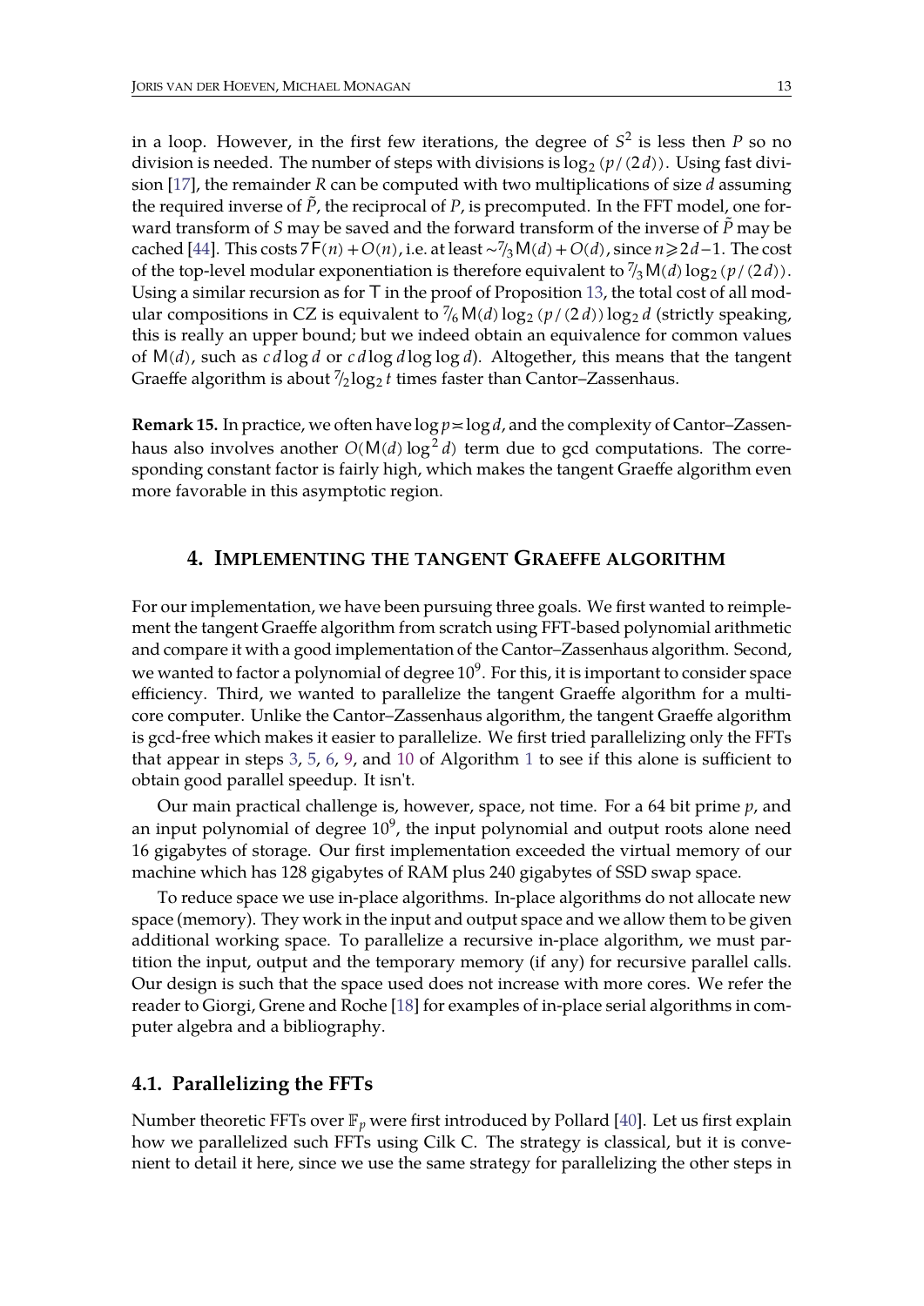in a loop. However, in the first few iterations, the degree of $S^2$ is less then $P$ so no division is needed. The number of steps with divisions is $\log_2 (p/(2d))$. Using fast division [17], the remainder $R$ can be computed with two multiplications of size $d$ assuming the required inverse of $\tilde{P}$, the reciprocal of $P$, is precomputed. In the FFT model, one forward transform of $S$ may be saved and the forward transform of the inverse of $\tilde{P}$ may be cached [44]. This costs $7\mathsf{F}(n) + O(n)$, i.e. at least $\sim 7/3\,\mathsf{M}(d) + O(d)$, since $n \geqslant 2d - 1$. The cost of the top-level modular exponentiation is therefore equivalent to $7/3\,\mathsf{M}(d) \log_2 (p/(2d))$. Using a similar recursion as for $\mathsf{T}$ in the proof of Proposition 13, the total cost of all modular compositions in CZ is equivalent to $7/6\,\mathsf{M}(d) \log_2 (p/(2d)) \log_2 d$ (strictly speaking, this is really an upper bound; but we indeed obtain an equivalence for common values of $\mathsf{M}(d)$, such as $c\,d \log d$ or $c\,d \log d \log \log d$). Altogether, this means that the tangent Graeffe algorithm is about $7/2 \log_2 t$ times faster than Cantor–Zassenhaus.

**Remark 15.** In practice, we often have $\log p \asymp \log d$, and the complexity of Cantor–Zassenhaus also involves another $O(\mathsf{M}(d) \log^2 d)$ term due to gcd computations. The corresponding constant factor is fairly high, which makes the tangent Graeffe algorithm even more favorable in this asymptotic region.

## 4. Implementing the tangent Graeffe algorithm

For our implementation, we have been pursuing three goals. We first wanted to reimplement the tangent Graeffe algorithm from scratch using FFT-based polynomial arithmetic and compare it with a good implementation of the Cantor–Zassenhaus algorithm. Second, we wanted to factor a polynomial of degree $10^9$. For this, it is important to consider space efficiency. Third, we wanted to parallelize the tangent Graeffe algorithm for a multi-core computer. Unlike the Cantor–Zassenhaus algorithm, the tangent Graeffe algorithm is gcd-free which makes it easier to parallelize. We first tried parallelizing only the FFTs that appear in steps 3, 5, 6, 9, and 10 of Algorithm 1 to see if this alone is sufficient to obtain good parallel speedup. It isn't.

Our main practical challenge is, however, space, not time. For a 64 bit prime $p$, and an input polynomial of degree $10^9$, the input polynomial and output roots alone need 16 gigabytes of storage. Our first implementation exceeded the virtual memory of our machine which has 128 gigabytes of RAM plus 240 gigabytes of SSD swap space.

To reduce space we use in-place algorithms. In-place algorithms do not allocate new space (memory). They work in the input and output space and we allow them to be given additional working space. To parallelize a recursive in-place algorithm, we must partition the input, output and the temporary memory (if any) for recursive parallel calls. Our design is such that the space used does not increase with more cores. We refer the reader to Giorgi, Grene and Roche [18] for examples of in-place serial algorithms in computer algebra and a bibliography.

### 4.1. Parallelizing the FFTs

Number theoretic FFTs over $\mathbb{F}_p$ were first introduced by Pollard [40]. Let us first explain how we parallelized such FFTs using Cilk C. The strategy is classical, but it is convenient to detail it here, since we use the same strategy for parallelizing the other steps in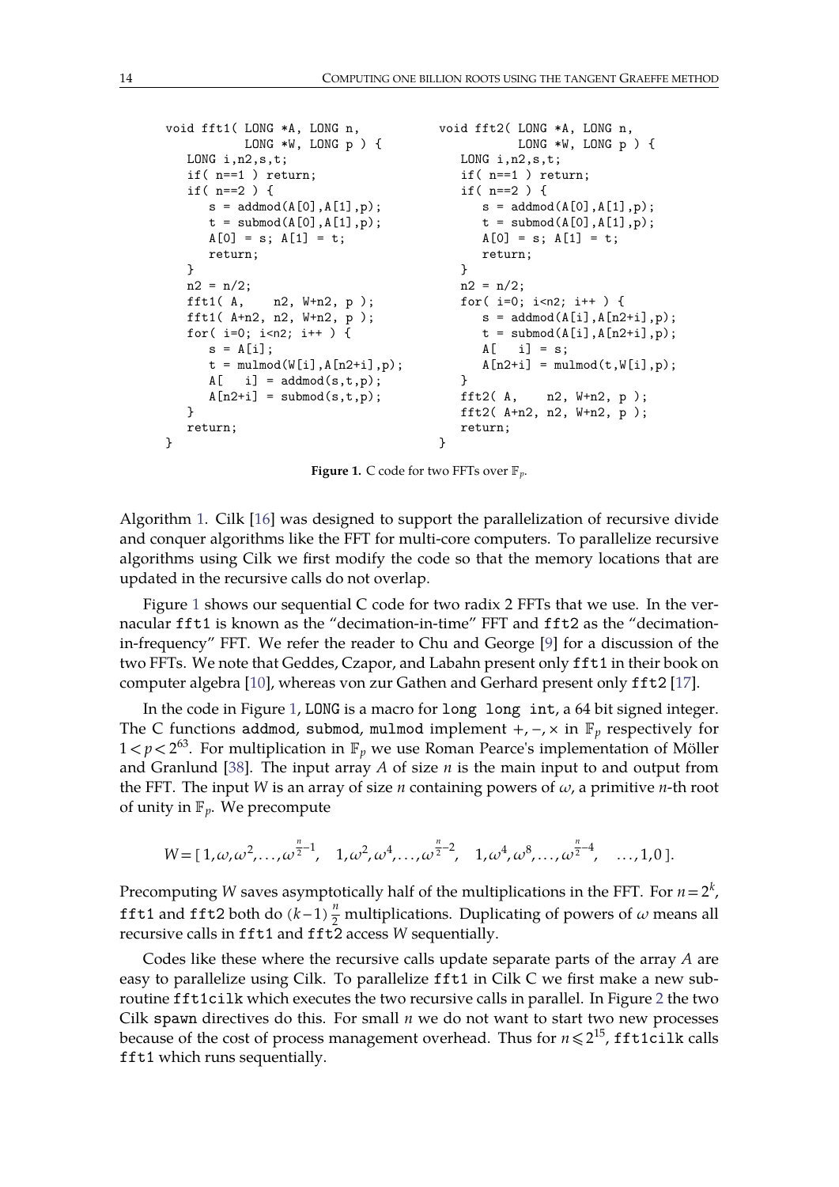```c
void fft1( LONG *A, LONG n,
           LONG *W, LONG p ) {
   LONG i,n2,s,t;
   if( n==1 ) return;
   if( n==2 ) {
      s = addmod(A[0],A[1],p);
      t = submod(A[0],A[1],p);
      A[0] = s; A[1] = t;
      return;
   }
   n2 = n/2;
   fft1( A,    n2, W+n2, p );
   fft1( A+n2, n2, W+n2, p );
   for( i=0; i<n2; i++ ) {
      s = A[i];
      t = mulmod(W[i],A[n2+i],p);
      A[   i] = addmod(s,t,p);
      A[n2+i] = submod(s,t,p);
   }
   return;
}
```

```c
void fft2( LONG *A, LONG n,
           LONG *W, LONG p ) {
   LONG i,n2,s,t;
   if( n==1 ) return;
   if( n==2 ) {
      s = addmod(A[0],A[1],p);
      t = submod(A[0],A[1],p);
      A[0] = s; A[1] = t;
      return;
   }
   n2 = n/2;
   for( i=0; i<n2; i++ ) {
      s = addmod(A[i],A[n2+i],p);
      t = submod(A[i],A[n2+i],p);
      A[   i] = s;
      A[n2+i] = mulmod(t,W[i],p);
   }
   fft2( A,    n2, W+n2, p );
   fft2( A+n2, n2, W+n2, p );
   return;
}
```

**Figure 1.** C code for two FFTs over $\mathbb{F}_p$.

Algorithm 1. Cilk [16] was designed to support the parallelization of recursive divide and conquer algorithms like the FFT for multi-core computers. To parallelize recursive algorithms using Cilk we first modify the code so that the memory locations that are updated in the recursive calls do not overlap.

Figure 1 shows our sequential C code for two radix 2 FFTs that we use. In the vernacular `fft1` is known as the "decimation-in-time" FFT and `fft2` as the "decimation-in-frequency" FFT. We refer the reader to Chu and George [9] for a discussion of the two FFTs. We note that Geddes, Czapor, and Labahn present only `fft1` in their book on computer algebra [10], whereas von zur Gathen and Gerhard present only `fft2` [17].

In the code in Figure 1, `LONG` is a macro for `long long int`, a 64 bit signed integer. The C functions `addmod`, `submod`, `mulmod` implement $+, -, \times$ in $\mathbb{F}_p$ respectively for $1 < p < 2^{63}$. For multiplication in $\mathbb{F}_p$ we use Roman Pearce's implementation of Möller and Granlund [38]. The input array $A$ of size $n$ is the main input to and output from the FFT. The input $W$ is an array of size $n$ containing powers of $\omega$, a primitive $n$-th root of unity in $\mathbb{F}_p$. We precompute

$$W = [\,1, \omega, \omega^2, \ldots, \omega^{\frac{n}{2}-1}, \quad 1, \omega^2, \omega^4, \ldots, \omega^{\frac{n}{2}-2}, \quad 1, \omega^4, \omega^8, \ldots, \omega^{\frac{n}{2}-4}, \quad \ldots, 1, 0\,].$$

Precomputing $W$ saves asymptotically half of the multiplications in the FFT. For $n = 2^k$, `fft1` and `fft2` both do $(k-1)\,\frac{n}{2}$ multiplications. Duplicating of powers of $\omega$ means all recursive calls in `fft1` and `fft2` access $W$ sequentially.

Codes like these where the recursive calls update separate parts of the array $A$ are easy to parallelize using Cilk. To parallelize `fft1` in Cilk C we first make a new subroutine `fft1cilk` which executes the two recursive calls in parallel. In Figure 2 the two Cilk `spawn` directives do this. For small $n$ we do not want to start two new processes because of the cost of process management overhead. Thus for $n \leqslant 2^{15}$, `fft1cilk` calls `fft1` which runs sequentially.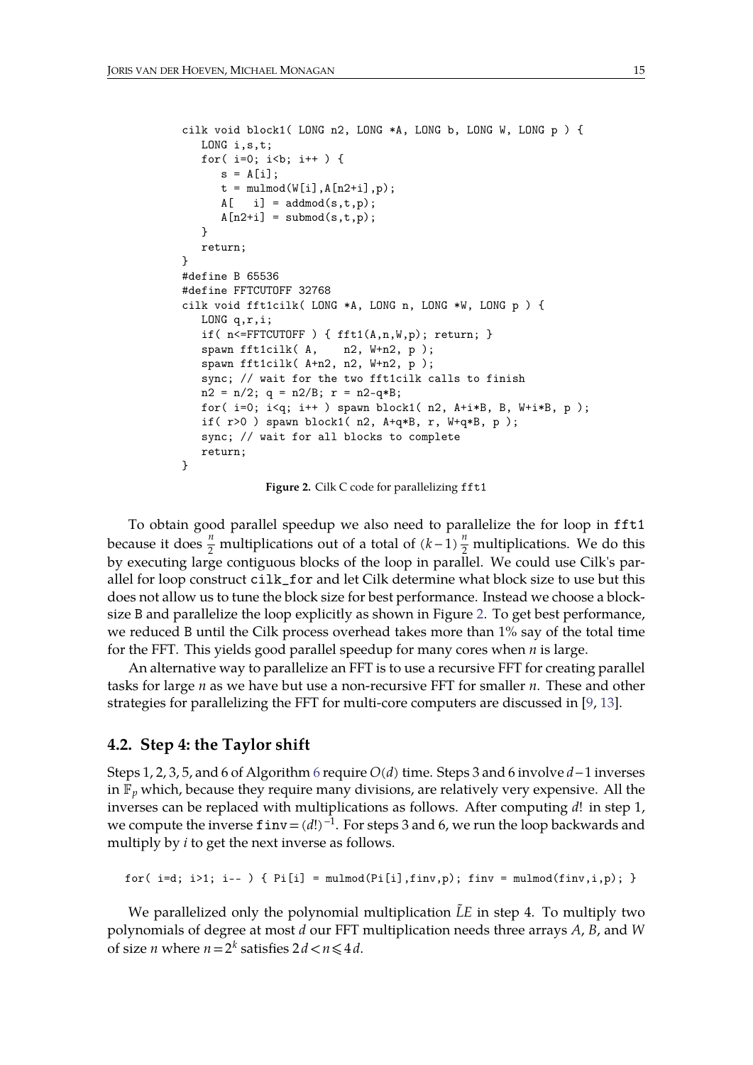```
cilk void block1( LONG n2, LONG *A, LONG b, LONG W, LONG p ) {
   LONG i,s,t;
   for( i=0; i<b; i++ ) {
      s = A[i];
      t = mulmod(W[i],A[n2+i],p);
      A[   i] = addmod(s,t,p);
      A[n2+i] = submod(s,t,p);
   }
   return;
}
#define B 65536
#define FFTCUTOFF 32768
cilk void fft1cilk( LONG *A, LONG n, LONG *W, LONG p ) {
   LONG q,r,i;
   if( n<=FFTCUTOFF ) { fft1(A,n,W,p); return; }
   spawn fft1cilk( A,    n2, W+n2, p );
   spawn fft1cilk( A+n2, n2, W+n2, p );
   sync; // wait for the two fft1cilk calls to finish
   n2 = n/2; q = n2/B; r = n2-q*B;
   for( i=0; i<q; i++ ) spawn block1( n2, A+i*B, B, W+i*B, p );
   if( r>0 ) spawn block1( n2, A+q*B, r, W+q*B, p );
   sync; // wait for all blocks to complete
   return;
}
```

**Figure 2.** Cilk C code for parallelizing `fft1`

To obtain good parallel speedup we also need to parallelize the for loop in `fft1` because it does $\frac{n}{2}$ multiplications out of a total of $(k-1)\frac{n}{2}$ multiplications. We do this by executing large contiguous blocks of the loop in parallel. We could use Cilk's parallel for loop construct `cilk_for` and let Cilk determine what block size to use but this does not allow us to tune the block size for best performance. Instead we choose a block-size `B` and parallelize the loop explicitly as shown in Figure 2. To get best performance, we reduced `B` until the Cilk process overhead takes more than 1% say of the total time for the FFT. This yields good parallel speedup for many cores when $n$ is large.

An alternative way to parallelize an FFT is to use a recursive FFT for creating parallel tasks for large $n$ as we have but use a non-recursive FFT for smaller $n$. These and other strategies for parallelizing the FFT for multi-core computers are discussed in [9, 13].

## 4.2. Step 4: the Taylor shift

Steps 1, 2, 3, 5, and 6 of Algorithm 6 require $O(d)$ time. Steps 3 and 6 involve $d-1$ inverses in $\mathbb{F}_p$ which, because they require many divisions, are relatively very expensive. All the inverses can be replaced with multiplications as follows. After computing $d!$ in step 1, we compute the inverse `finv` $=(d!)^{-1}$. For steps 3 and 6, we run the loop backwards and multiply by $i$ to get the next inverse as follows.

```
for( i=d; i>1; i-- ) { Pi[i] = mulmod(Pi[i],finv,p); finv = mulmod(finv,i,p); }
```

We parallelized only the polynomial multiplication $\tilde{L}E$ in step 4. To multiply two polynomials of degree at most $d$ our FFT multiplication needs three arrays $A$, $B$, and $W$ of size $n$ where $n=2^k$ satisfies $2d<n\leqslant 4d$.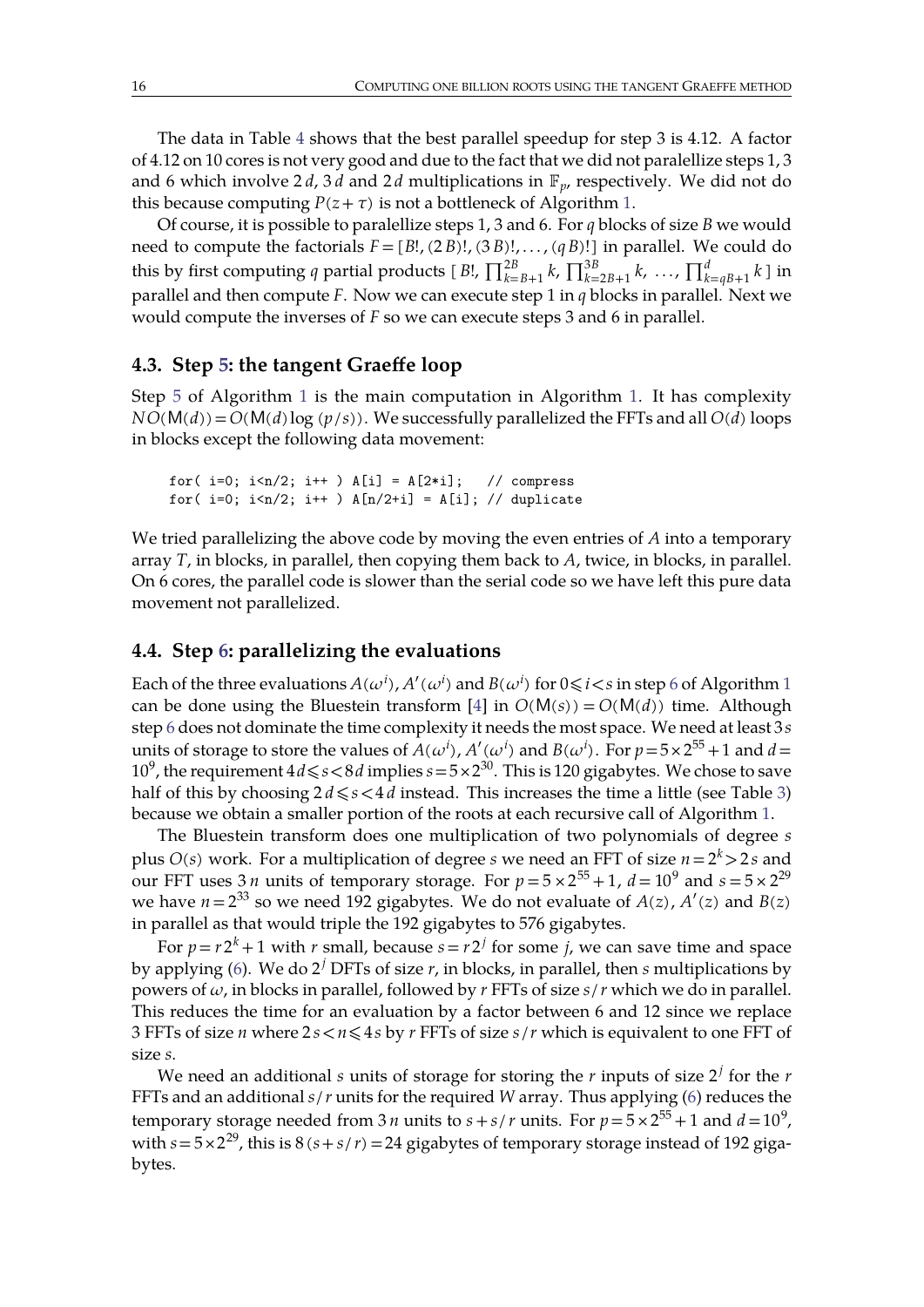The data in Table 4 shows that the best parallel speedup for step 3 is 4.12. A factor of 4.12 on 10 cores is not very good and due to the fact that we did not paralellize steps 1, 3 and 6 which involve $2d$, $3d$ and $2d$ multiplications in $\mathbb{F}_p$, respectively. We did not do this because computing $P(z+\tau)$ is not a bottleneck of Algorithm 1.

Of course, it is possible to paralellize steps 1, 3 and 6. For $q$ blocks of size $B$ we would need to compute the factorials $F = [B!, (2B)!, (3B)!, \ldots, (qB)!]$ in parallel. We could do this by first computing $q$ partial products $[\, B!, \prod_{k=B+1}^{2B} k, \prod_{k=2B+1}^{3B} k, \ldots, \prod_{k=qB+1}^{d} k\,]$ in parallel and then compute $F$. Now we can execute step 1 in $q$ blocks in parallel. Next we would compute the inverses of $F$ so we can execute steps 3 and 6 in parallel.

### 4.3. Step 5: the tangent Graeffe loop

Step 5 of Algorithm 1 is the main computation in Algorithm 1. It has complexity $N\,O(\mathsf{M}(d)) = O(\mathsf{M}(d)\log(p/s))$. We successfully parallelized the FFTs and all $O(d)$ loops in blocks except the following data movement:

```
for( i=0; i<n/2; i++ ) A[i] = A[2*i];   // compress
for( i=0; i<n/2; i++ ) A[n/2+i] = A[i]; // duplicate
```

We tried parallelizing the above code by moving the even entries of $A$ into a temporary array $T$, in blocks, in parallel, then copying them back to $A$, twice, in blocks, in parallel. On 6 cores, the parallel code is slower than the serial code so we have left this pure data movement not parallelized.

### 4.4. Step 6: parallelizing the evaluations

Each of the three evaluations $A(\omega^i)$, $A'(\omega^i)$ and $B(\omega^i)$ for $0 \leqslant i < s$ in step 6 of Algorithm 1 can be done using the Bluestein transform [4] in $O(\mathsf{M}(s)) = O(\mathsf{M}(d))$ time. Although step 6 does not dominate the time complexity it needs the most space. We need at least $3s$ units of storage to store the values of $A(\omega^i)$, $A'(\omega^i)$ and $B(\omega^i)$. For $p = 5 \times 2^{55} + 1$ and $d = 10^9$, the requirement $4d \leqslant s < 8d$ implies $s = 5 \times 2^{30}$. This is 120 gigabytes. We chose to save half of this by choosing $2d \leqslant s < 4d$ instead. This increases the time a little (see Table 3) because we obtain a smaller portion of the roots at each recursive call of Algorithm 1.

The Bluestein transform does one multiplication of two polynomials of degree $s$ plus $O(s)$ work. For a multiplication of degree $s$ we need an FFT of size $n = 2^k > 2s$ and our FFT uses $3n$ units of temporary storage. For $p = 5 \times 2^{55} + 1$, $d = 10^9$ and $s = 5 \times 2^{29}$ we have $n = 2^{33}$ so we need 192 gigabytes. We do not evaluate of $A(z)$, $A'(z)$ and $B(z)$ in parallel as that would triple the 192 gigabytes to 576 gigabytes.

For $p = r2^k + 1$ with $r$ small, because $s = r2^j$ for some $j$, we can save time and space by applying (6). We do $2^j$ DFTs of size $r$, in blocks, in parallel, then $s$ multiplications by powers of $\omega$, in blocks in parallel, followed by $r$ FFTs of size $s/r$ which we do in parallel. This reduces the time for an evaluation by a factor between 6 and 12 since we replace 3 FFTs of size $n$ where $2s < n \leqslant 4s$ by $r$ FFTs of size $s/r$ which is equivalent to one FFT of size $s$.

We need an additional $s$ units of storage for storing the $r$ inputs of size $2^j$ for the $r$ FFTs and an additional $s/r$ units for the required $W$ array. Thus applying (6) reduces the temporary storage needed from $3n$ units to $s + s/r$ units. For $p = 5 \times 2^{55} + 1$ and $d = 10^9$, with $s = 5 \times 2^{29}$, this is $8(s + s/r) = 24$ gigabytes of temporary storage instead of 192 gigabytes.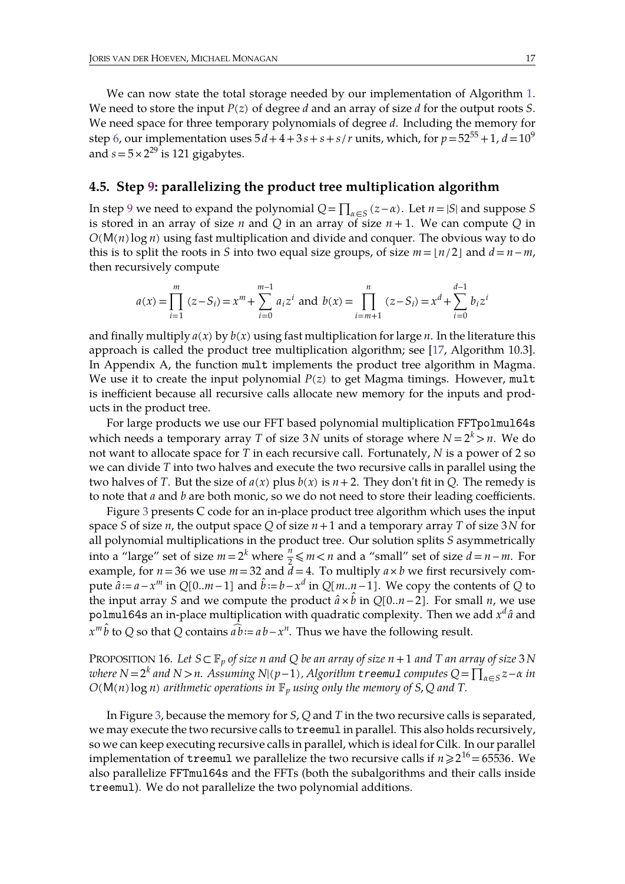We can now state the total storage needed by our implementation of Algorithm 1. We need to store the input $P(z)$ of degree $d$ and an array of size $d$ for the output roots $S$. We need space for three temporary polynomials of degree $d$. Including the memory for step 6, our implementation uses $5d+4+3s+s+s/r$ units, which, for $p=52^{55}+1$, $d=10^9$ and $s=5\times 2^{29}$ is 121 gigabytes.

## 4.5. Step 9: parallelizing the product tree multiplication algorithm

In step 9 we need to expand the polynomial $Q=\prod_{\alpha\in S}(z-\alpha)$. Let $n=|S|$ and suppose $S$ is stored in an array of size $n$ and $Q$ in an array of size $n+1$. We can compute $Q$ in $O(\mathsf{M}(n)\log n)$ using fast multiplication and divide and conquer. The obvious way to do this is to split the roots in $S$ into two equal size groups, of size $m=\lfloor n/2\rfloor$ and $d=n-m$, then recursively compute

$$a(x)=\prod_{i=1}^{m}(z-S_i)=x^m+\sum_{i=0}^{m-1}a_i z^i \text{ and } b(x)=\prod_{i=m+1}^{n}(z-S_i)=x^d+\sum_{i=0}^{d-1}b_i z^i$$

and finally multiply $a(x)$ by $b(x)$ using fast multiplication for large $n$. In the literature this approach is called the product tree multiplication algorithm; see [17, Algorithm 10.3]. In Appendix A, the function `mult` implements the product tree algorithm in Magma. We use it to create the input polynomial $P(z)$ to get Magma timings. However, `mult` is inefficient because all recursive calls allocate new memory for the inputs and products in the product tree.

For large products we use our FFT based polynomial multiplication `FFTpolmul64s` which needs a temporary array $T$ of size $3N$ units of storage where $N=2^k>n$. We do not want to allocate space for $T$ in each recursive call. Fortunately, $N$ is a power of 2 so we can divide $T$ into two halves and execute the two recursive calls in parallel using the two halves of $T$. But the size of $a(x)$ plus $b(x)$ is $n+2$. They don't fit in $Q$. The remedy is to note that $a$ and $b$ are both monic, so we do not need to store their leading coefficients.

Figure 3 presents C code for an in-place product tree algorithm which uses the input space $S$ of size $n$, the output space $Q$ of size $n+1$ and a temporary array $T$ of size $3N$ for all polynomial multiplications in the product tree. Our solution splits $S$ asymmetrically into a "large" set of size $m=2^k$ where $\frac{n}{2}\leqslant m<n$ and a "small" set of size $d=n-m$. For example, for $n=36$ we use $m=32$ and $d=4$. To multiply $a\times b$ we first recursively compute $\hat{a}:=a-x^m$ in $Q[0..m-1]$ and $\hat{b}:=b-x^d$ in $Q[m..n-1]$. We copy the contents of $Q$ to the input array $S$ and we compute the product $\hat{a}\times\hat{b}$ in $Q[0..n-2]$. For small $n$, we use `polmul64s` an in-place multiplication with quadratic complexity. Then we add $x^d\hat{a}$ and $x^m\hat{b}$ to $Q$ so that $Q$ contains $\widehat{ab}:=ab-x^n$. Thus we have the following result.

PROPOSITION 16. *Let $S\subset\mathbb{F}_p$ of size $n$ and $Q$ be an array of size $n+1$ and $T$ an array of size $3N$ where $N=2^k$ and $N>n$. Assuming $N|(p-1)$, Algorithm `treemul` computes $Q=\prod_{\alpha\in S}z-\alpha$ in $O(\mathsf{M}(n)\log n)$ arithmetic operations in $\mathbb{F}_p$ using only the memory of $S$, $Q$ and $T$.*

In Figure 3, because the memory for $S$, $Q$ and $T$ in the two recursive calls is separated, we may execute the two recursive calls to `treemul` in parallel. This also holds recursively, so we can keep executing recursive calls in parallel, which is ideal for Cilk. In our parallel implementation of `treemul` we parallelize the two recursive calls if $n\geqslant 2^{16}=65536$. We also parallelize `FFTmul64s` and the FFTs (both the subalgorithms and their calls inside `treemul`). We do not parallelize the two polynomial additions.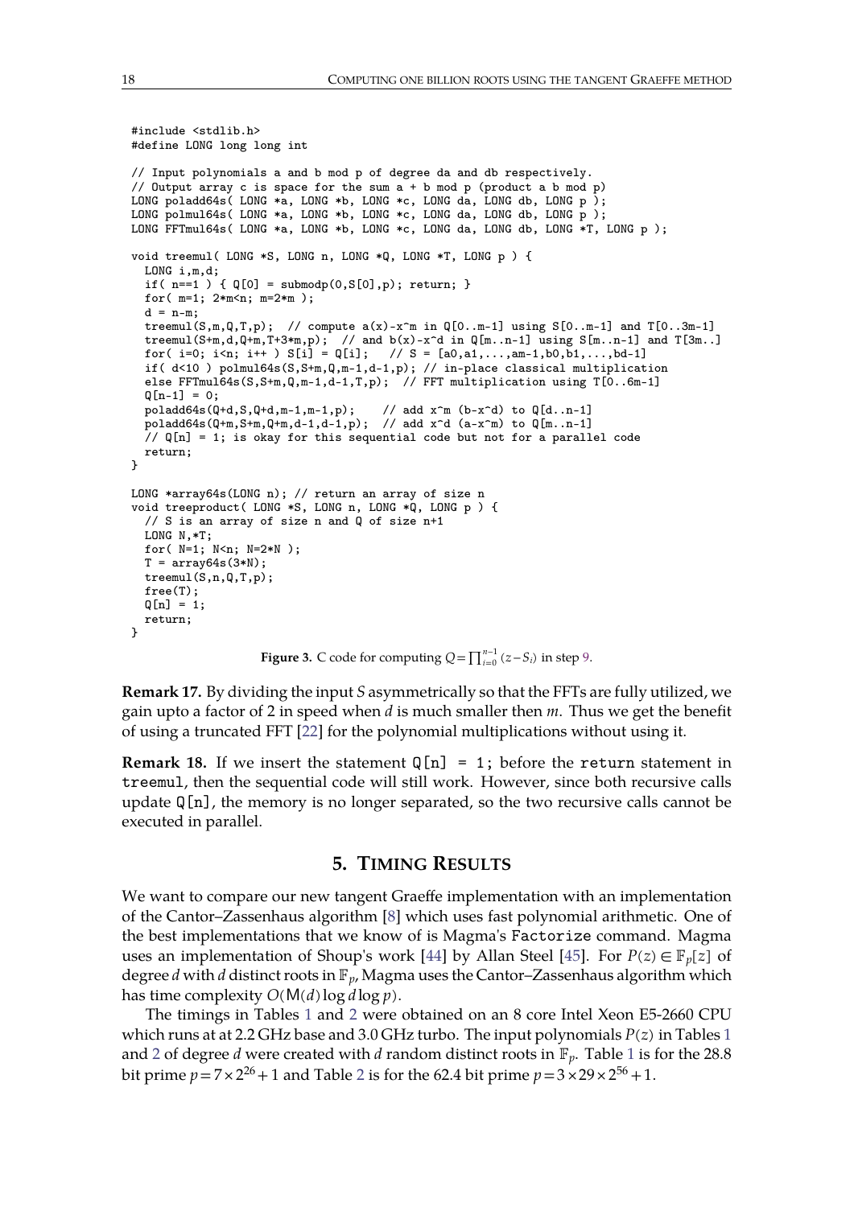```
#include <stdlib.h>
#define LONG long long int

// Input polynomials a and b mod p of degree da and db respectively.
// Output array c is space for the sum a + b mod p (product a b mod p)
LONG poladd64s( LONG *a, LONG *b, LONG *c, LONG da, LONG db, LONG p );
LONG polmul64s( LONG *a, LONG *b, LONG *c, LONG da, LONG db, LONG p );
LONG FFTmul64s( LONG *a, LONG *b, LONG *c, LONG da, LONG db, LONG *T, LONG p );

void treemul( LONG *S, LONG n, LONG *Q, LONG *T, LONG p ) {
  LONG i,m,d;
  if( n==1 ) { Q[0] = submodp(0,S[0],p); return; }
  for( m=1; 2*m<n; m=2*m );
  d = n-m;
  treemul(S,m,Q,T,p);  // compute a(x)-x^m in Q[0..m-1] using S[0..m-1] and T[0..3m-1]
  treemul(S+m,d,Q+m,T+3*m,p);  // and b(x)-x^d in Q[m..n-1] using S[m..n-1] and T[3m..]
  for( i=0; i<n; i++ ) S[i] = Q[i];   // S = [a0,a1,...,am-1,b0,b1,...,bd-1]
  if( d<10 ) polmul64s(S,S+m,Q,m-1,d-1,p); // in-place classical multiplication
  else FFTmul64s(S,S+m,Q,m-1,d-1,T,p);  // FFT multiplication using T[0..6m-1]
  Q[n-1] = 0;
  poladd64s(Q+d,S,Q+d,m-1,m-1,p);    // add x^m (b-x^d) to Q[d..n-1]
  poladd64s(Q+m,S+m,Q+m,d-1,d-1,p);  // add x^d (a-x^m) to Q[m..n-1]
  // Q[n] = 1; is okay for this sequential code but not for a parallel code
  return;
}

LONG *array64s(LONG n); // return an array of size n
void treeproduct( LONG *S, LONG n, LONG *Q, LONG p ) {
  // S is an array of size n and Q of size n+1
  LONG N,*T;
  for( N=1; N<n; N=2*N );
  T = array64s(3*N);
  treemul(S,n,Q,T,p);
  free(T);
  Q[n] = 1;
  return;
}
```

**Figure 3.** C code for computing $Q = \prod_{i=0}^{n-1} (z - S_i)$ in step 9.

**Remark 17.** By dividing the input $S$ asymmetrically so that the FFTs are fully utilized, we gain upto a factor of 2 in speed when $d$ is much smaller then $m$. Thus we get the benefit of using a truncated FFT [22] for the polynomial multiplications without using it.

**Remark 18.** If we insert the statement `Q[n] = 1;` before the `return` statement in `treemul`, then the sequential code will still work. However, since both recursive calls update `Q[n]`, the memory is no longer separated, so the two recursive calls cannot be executed in parallel.

## 5. Timing Results

We want to compare our new tangent Graeffe implementation with an implementation of the Cantor–Zassenhaus algorithm [8] which uses fast polynomial arithmetic. One of the best implementations that we know of is Magma's `Factorize` command. Magma uses an implementation of Shoup's work [44] by Allan Steel [45]. For $P(z) \in \mathbb{F}_p[z]$ of degree $d$ with $d$ distinct roots in $\mathbb{F}_p$, Magma uses the Cantor–Zassenhaus algorithm which has time complexity $O(\mathsf{M}(d) \log d \log p)$.

The timings in Tables 1 and 2 were obtained on an 8 core Intel Xeon E5-2660 CPU which runs at at 2.2 GHz base and 3.0 GHz turbo. The input polynomials $P(z)$ in Tables 1 and 2 of degree $d$ were created with $d$ random distinct roots in $\mathbb{F}_p$. Table 1 is for the 28.8 bit prime $p = 7 \times 2^{26} + 1$ and Table 2 is for the 62.4 bit prime $p = 3 \times 29 \times 2^{56} + 1$.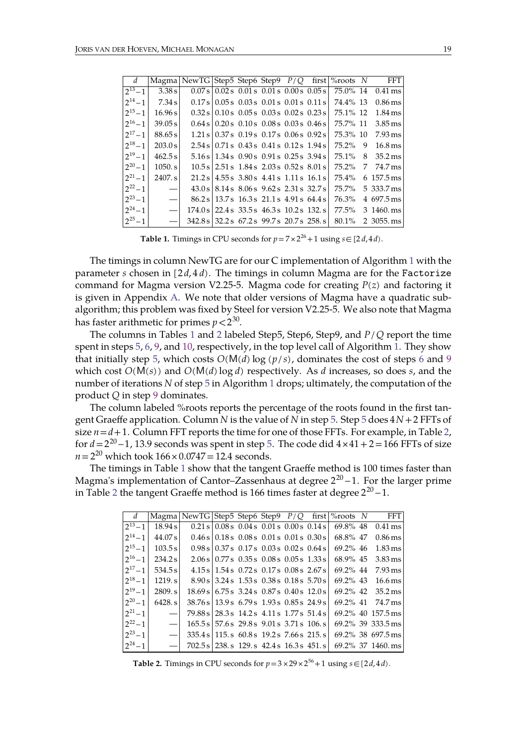| $d$ | Magma | NewTG | Step5 | Step6 | Step9 | $P/Q$ | first | %roots | $N$ | FFT |
|---|---|---|---|---|---|---|---|---|---|---|
| $2^{13}-1$ | 3.38 s | 0.07 s | 0.02 s | 0.01 s | 0.01 s | 0.00 s | 0.05 s | 75.0% | 14 | 0.41 ms |
| $2^{14}-1$ | 7.34 s | 0.17 s | 0.05 s | 0.03 s | 0.01 s | 0.01 s | 0.11 s | 74.4% | 13 | 0.86 ms |
| $2^{15}-1$ | 16.96 s | 0.32 s | 0.10 s | 0.05 s | 0.03 s | 0.02 s | 0.23 s | 75.1% | 12 | 1.84 ms |
| $2^{16}-1$ | 39.05 s | 0.64 s | 0.20 s | 0.10 s | 0.08 s | 0.03 s | 0.46 s | 75.7% | 11 | 3.85 ms |
| $2^{17}-1$ | 88.65 s | 1.21 s | 0.37 s | 0.19 s | 0.17 s | 0.06 s | 0.92 s | 75.3% | 10 | 7.93 ms |
| $2^{18}-1$ | 203.0 s | 2.54 s | 0.71 s | 0.43 s | 0.41 s | 0.12 s | 1.94 s | 75.2% | 9 | 16.8 ms |
| $2^{19}-1$ | 462.5 s | 5.16 s | 1.34 s | 0.90 s | 0.91 s | 0.25 s | 3.94 s | 75.1% | 8 | 35.2 ms |
| $2^{20}-1$ | 1050. s | 10.5 s | 2.51 s | 1.84 s | 2.03 s | 0.52 s | 8.01 s | 75.2% | 7 | 74.7 ms |
| $2^{21}-1$ | 2407. s | 21.2 s | 4.55 s | 3.80 s | 4.41 s | 1.11 s | 16.1 s | 75.4% | 6 | 157.5 ms |
| $2^{22}-1$ | — | 43.0 s | 8.14 s | 8.06 s | 9.62 s | 2.31 s | 32.7 s | 75.7% | 5 | 333.7 ms |
| $2^{23}-1$ | — | 86.2 s | 13.7 s | 16.3 s | 21.1 s | 4.91 s | 64.4 s | 76.3% | 4 | 697.5 ms |
| $2^{24}-1$ | — | 174.0 s | 22.4 s | 33.5 s | 46.3 s | 10.2 s | 132. s | 77.5% | 3 | 1460. ms |
| $2^{25}-1$ | — | 342.8 s | 32.2 s | 67.2 s | 99.7 s | 20.7 s | 258. s | 80.1% | 2 | 3055. ms |

**Table 1.** Timings in CPU seconds for $p=7\times 2^{26}+1$ using $s\in[2d,4d)$.

The timings in column NewTG are for our C implementation of Algorithm 1 with the parameter $s$ chosen in $[2d,4d)$. The timings in column Magma are for the `Factorize` command for Magma version V2.25-5. Magma code for creating $P(z)$ and factoring it is given in Appendix A. We note that older versions of Magma have a quadratic subalgorithm; this problem was fixed by Steel for version V2.25-5. We also note that Magma has faster arithmetic for primes $p<2^{30}$.

The columns in Tables 1 and 2 labeled Step5, Step6, Step9, and $P/Q$ report the time spent in steps 5, 6, 9, and 10, respectively, in the top level call of Algorithm 1. They show that initially step 5, which costs $O(\mathsf{M}(d)\log(p/s))$, dominates the cost of steps 6 and 9 which cost $O(\mathsf{M}(s))$ and $O(\mathsf{M}(d)\log d)$ respectively. As $d$ increases, so does $s$, and the number of iterations $N$ of step 5 in Algorithm 1 drops; ultimately, the computation of the product $Q$ in step 9 dominates.

The column labeled %roots reports the percentage of the roots found in the first tangent Graeffe application. Column $N$ is the value of $N$ in step 5. Step 5 does $4N+2$ FFTs of size $n=d+1$. Column FFT reports the time for one of those FFTs. For example, in Table 2, for $d=2^{20}-1$, 13.9 seconds was spent in step 5. The code did $4\times 41+2=166$ FFTs of size $n=2^{20}$ which took $166\times 0.0747=12.4$ seconds.

The timings in Table 1 show that the tangent Graeffe method is 100 times faster than Magma's implementation of Cantor–Zassenhaus at degree $2^{20}-1$. For the larger prime in Table 2 the tangent Graeffe method is 166 times faster at degree $2^{20}-1$.

| $d$ | Magma | NewTG | Step5 | Step6 | Step9 | $P/Q$ | first | %roots | $N$ | FFT |
|---|---|---|---|---|---|---|---|---|---|---|
| $2^{13}-1$ | 18.94 s | 0.21 s | 0.08 s | 0.04 s | 0.01 s | 0.00 s | 0.14 s | 69.8% | 48 | 0.41 ms |
| $2^{14}-1$ | 44.07 s | 0.46 s | 0.18 s | 0.08 s | 0.01 s | 0.01 s | 0.30 s | 68.8% | 47 | 0.86 ms |
| $2^{15}-1$ | 103.5 s | 0.98 s | 0.37 s | 0.17 s | 0.03 s | 0.02 s | 0.64 s | 69.2% | 46 | 1.83 ms |
| $2^{16}-1$ | 234.2 s | 2.06 s | 0.77 s | 0.35 s | 0.08 s | 0.05 s | 1.33 s | 68.9% | 45 | 3.83 ms |
| $2^{17}-1$ | 534.5 s | 4.15 s | 1.54 s | 0.72 s | 0.17 s | 0.08 s | 2.67 s | 69.2% | 44 | 7.93 ms |
| $2^{18}-1$ | 1219. s | 8.90 s | 3.24 s | 1.53 s | 0.38 s | 0.18 s | 5.70 s | 69.2% | 43 | 16.6 ms |
| $2^{19}-1$ | 2809. s | 18.69 s | 6.75 s | 3.24 s | 0.87 s | 0.40 s | 12.0 s | 69.2% | 42 | 35.2 ms |
| $2^{20}-1$ | 6428. s | 38.76 s | 13.9 s | 6.79 s | 1.93 s | 0.85 s | 24.9 s | 69.2% | 41 | 74.7 ms |
| $2^{21}-1$ | — | 79.88 s | 28.3 s | 14.2 s | 4.11 s | 1.77 s | 51.4 s | 69.2% | 40 | 157.5 ms |
| $2^{22}-1$ | — | 165.5 s | 57.6 s | 29.8 s | 9.01 s | 3.71 s | 106. s | 69.2% | 39 | 333.5 ms |
| $2^{23}-1$ | — | 335.4 s | 115. s | 60.8 s | 19.2 s | 7.66 s | 215. s | 69.2% | 38 | 697.5 ms |
| $2^{24}-1$ | — | 702.5 s | 238. s | 129. s | 42.4 s | 16.3 s | 451. s | 69.2% | 37 | 1460. ms |

**Table 2.** Timings in CPU seconds for $p=3\times 29\times 2^{56}+1$ using $s\in[2d,4d)$.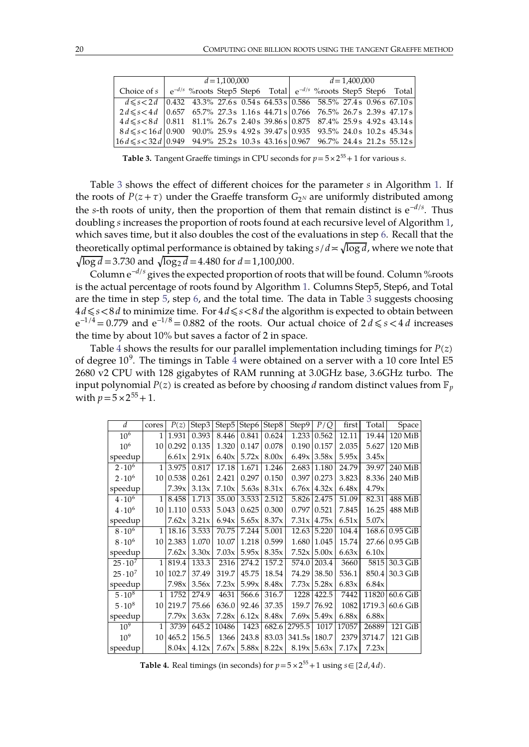| Choice of $s$ | $d=1{,}100{,}000$ | | | | | $d=1{,}400{,}000$ | | | | |
|---|---|---|---|---|---|---|---|---|---|---|
| | $e^{-d/s}$ | %roots | Step5 | Step6 | Total | $e^{-d/s}$ | %roots | Step5 | Step6 | Total |
| $d \leqslant s < 2d$ | 0.432 | 43.3% | 27.6 s | 0.54 s | 64.53 s | 0.586 | 58.5% | 27.4 s | 0.96 s | 67.10 s |
| $2d \leqslant s < 4d$ | 0.657 | 65.7% | 27.3 s | 1.16 s | 44.71 s | 0.766 | 76.5% | 26.7 s | 2.39 s | 47.17 s |
| $4d \leqslant s < 8d$ | 0.811 | 81.1% | 26.7 s | 2.40 s | 39.86 s | 0.875 | 87.4% | 25.9 s | 4.92 s | 43.14 s |
| $8d \leqslant s < 16d$ | 0.900 | 90.0% | 25.9 s | 4.92 s | 39.47 s | 0.935 | 93.5% | 24.0 s | 10.2 s | 45.34 s |
| $16d \leqslant s < 32d$ | 0.949 | 94.9% | 25.2 s | 10.3 s | 43.16 s | 0.967 | 96.7% | 24.4 s | 21.2 s | 55.12 s |

**Table 3.** Tangent Graeffe timings in CPU seconds for $p = 5 \times 2^{55} + 1$ for various $s$.

Table 3 shows the effect of different choices for the parameter $s$ in Algorithm 1. If the roots of $P(z+\tau)$ under the Graeffe transform $G_{2^N}$ are uniformly distributed among the $s$-th roots of unity, then the proportion of them that remain distinct is $e^{-d/s}$. Thus doubling $s$ increases the proportion of roots found at each recursive level of Algorithm 1, which saves time, but it also doubles the cost of the evaluations in step 6. Recall that the theoretically optimal performance is obtained by taking $s/d \asymp \sqrt{\log d}$, where we note that $\sqrt{\log d} = 3.730$ and $\sqrt{\log_2 d} = 4.480$ for $d = 1{,}100{,}000$.

Column $e^{-d/s}$ gives the expected proportion of roots that will be found. Column %roots is the actual percentage of roots found by Algorithm 1. Columns Step5, Step6, and Total are the time in step 5, step 6, and the total time. The data in Table 3 suggests choosing $4d \leqslant s < 8d$ to minimize time. For $4d \leqslant s < 8d$ the algorithm is expected to obtain between $e^{-1/4} = 0.779$ and $e^{-1/8} = 0.882$ of the roots. Our actual choice of $2d \leqslant s < 4d$ increases the time by about 10% but saves a factor of 2 in space.

Table 4 shows the results for our parallel implementation including timings for $P(z)$ of degree $10^9$. The timings in Table 4 were obtained on a server with a 10 core Intel E5 2680 v2 CPU with 128 gigabytes of RAM running at 3.0GHz base, 3.6GHz turbo. The input polynomial $P(z)$ is created as before by choosing $d$ random distinct values from $\mathbb{F}_p$ with $p = 5 \times 2^{55} + 1$.

| $d$ | cores | $P(z)$ | Step3 | Step5 | Step6 | Step8 | Step9 | $P/Q$ | first | Total | Space |
|---|---|---|---|---|---|---|---|---|---|---|---|
| $10^6$ | 1 | 1.931 | 0.393 | 8.446 | 0.841 | 0.624 | 1.233 | 0.562 | 12.11 | 19.44 | 120 MiB |
| $10^6$ | 10 | 0.292 | 0.135 | 1.320 | 0.147 | 0.078 | 0.190 | 0.157 | 2.035 | 5.627 | 120 MiB |
| speedup | | 6.61x | 2.91x | 6.40x | 5.72x | 8.00x | 6.49x | 3.58x | 5.95x | 3.45x | |
| $2 \cdot 10^6$ | 1 | 3.975 | 0.817 | 17.18 | 1.671 | 1.246 | 2.683 | 1.180 | 24.79 | 39.97 | 240 MiB |
| $2 \cdot 10^6$ | 10 | 0.538 | 0.261 | 2.421 | 0.297 | 0.150 | 0.397 | 0.273 | 3.823 | 8.336 | 240 MiB |
| speedup | | 7.39x | 3.13x | 7.10x | 5.63s | 8.31x | 6.76x | 4.32x | 6.48x | 4.79x | |
| $4 \cdot 10^6$ | 1 | 8.458 | 1.713 | 35.00 | 3.533 | 2.512 | 5.826 | 2.475 | 51.09 | 82.31 | 488 MiB |
| $4 \cdot 10^6$ | 10 | 1.110 | 0.533 | 5.043 | 0.625 | 0.300 | 0.797 | 0.521 | 7.845 | 16.25 | 488 MiB |
| speedup | | 7.62x | 3.21x | 6.94x | 5.65x | 8.37x | 7.31x | 4.75x | 6.51x | 5.07x | |
| $8 \cdot 10^6$ | 1 | 18.16 | 3.533 | 70.75 | 7.244 | 5.001 | 12.63 | 5.220 | 104.4 | 168.6 | 0.95 GiB |
| $8 \cdot 10^6$ | 10 | 2.383 | 1.070 | 10.07 | 1.218 | 0.599 | 1.680 | 1.045 | 15.74 | 27.66 | 0.95 GiB |
| speedup | | 7.62x | 3.30x | 7.03x | 5.95x | 8.35x | 7.52x | 5.00x | 6.63x | 6.10x | |
| $25 \cdot 10^7$ | 1 | 819.4 | 133.3 | 2316 | 274.2 | 157.2 | 574.0 | 203.4 | 3660 | 5815 | 30.3 GiB |
| $25 \cdot 10^7$ | 10 | 102.7 | 37.49 | 319.7 | 45.75 | 18.54 | 74.29 | 38.50 | 536.1 | 850.4 | 30.3 GiB |
| speedup | | 7.98x | 3.56x | 7.23x | 5.99x | 8.48x | 7.73x | 5.28x | 6.83x | 6.84x | |
| $5 \cdot 10^8$ | 1 | 1752 | 274.9 | 4631 | 566.6 | 316.7 | 1228 | 422.5 | 7442 | 11820 | 60.6 GiB |
| $5 \cdot 10^8$ | 10 | 219.7 | 75.66 | 636.0 | 92.46 | 37.35 | 159.7 | 76.92 | 1082 | 1719.3 | 60.6 GiB |
| speedup | | 7.79x | 3.63x | 7.28x | 6.12x | 8.48x | 7.69x | 5.49x | 6.88x | 6.88x | |
| $10^9$ | 1 | 3739 | 645.2 | 10486 | 1423 | 682.6 | 2795.5 | 1017 | 17057 | 26889 | 121 GiB |
| $10^9$ | 10 | 465.2 | 156.5 | 1366 | 243.8 | 83.03 | 341.5s | 180.7 | 2379 | 3714.7 | 121 GiB |
| speedup | | 8.04x | 4.12x | 7.67x | 5.88x | 8.22x | 8.19x | 5.63x | 7.17x | 7.23x | |

**Table 4.** Real timings (in seconds) for $p = 5 \times 2^{55} + 1$ using $s \in [2d, 4d)$.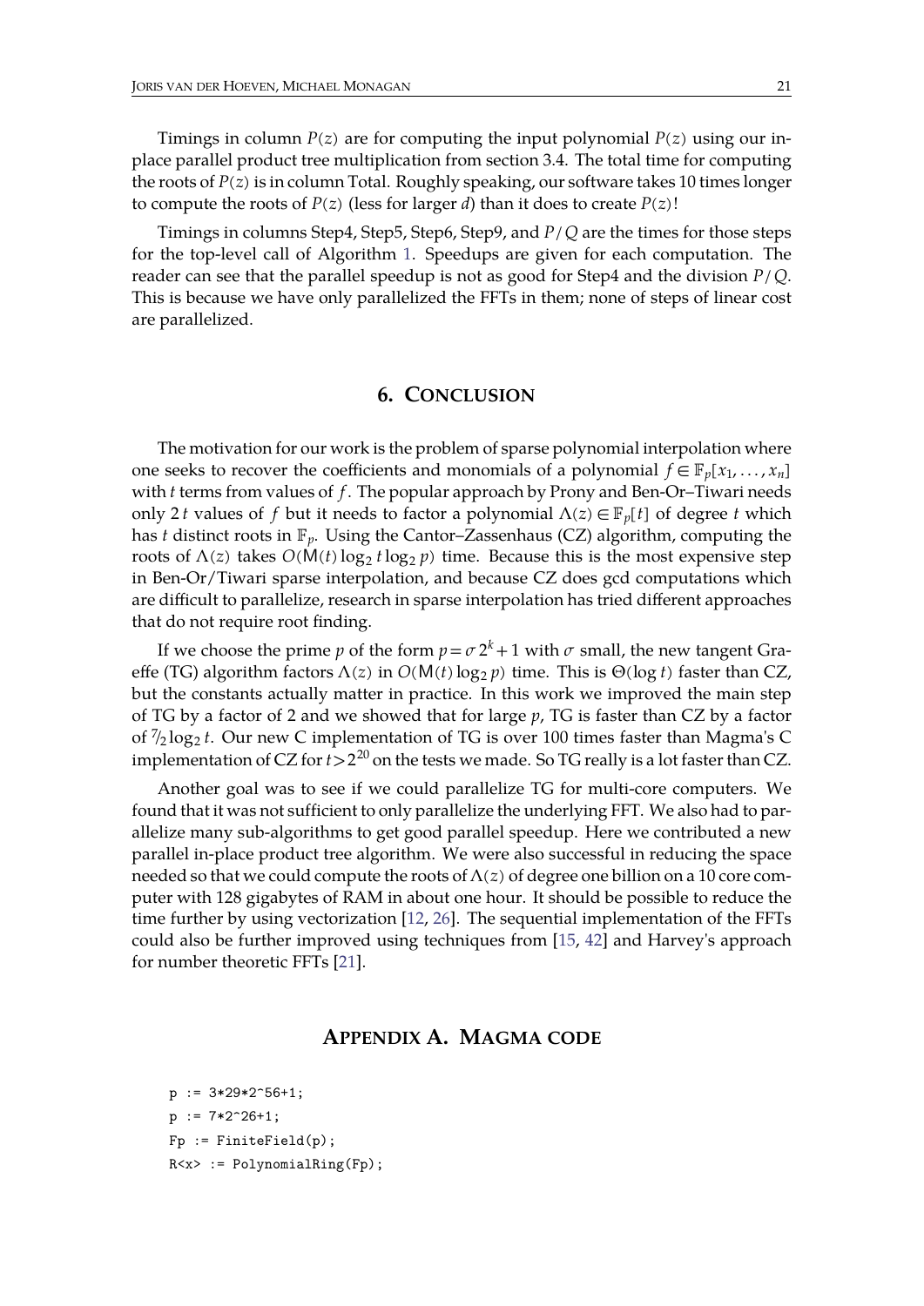Timings in column $P(z)$ are for computing the input polynomial $P(z)$ using our in-place parallel product tree multiplication from section 3.4. The total time for computing the roots of $P(z)$ is in column Total. Roughly speaking, our software takes 10 times longer to compute the roots of $P(z)$ (less for larger $d$) than it does to create $P(z)$!

Timings in columns Step4, Step5, Step6, Step9, and $P/Q$ are the times for those steps for the top-level call of Algorithm 1. Speedups are given for each computation. The reader can see that the parallel speedup is not as good for Step4 and the division $P/Q$. This is because we have only parallelized the FFTs in them; none of steps of linear cost are parallelized.

## 6. Conclusion

The motivation for our work is the problem of sparse polynomial interpolation where one seeks to recover the coefficients and monomials of a polynomial $f \in \mathbb{F}_p[x_1, \ldots, x_n]$ with $t$ terms from values of $f$. The popular approach by Prony and Ben-Or–Tiwari needs only $2t$ values of $f$ but it needs to factor a polynomial $\Lambda(z) \in \mathbb{F}_p[t]$ of degree $t$ which has $t$ distinct roots in $\mathbb{F}_p$. Using the Cantor–Zassenhaus (CZ) algorithm, computing the roots of $\Lambda(z)$ takes $O(\mathsf{M}(t) \log_2 t \log_2 p)$ time. Because this is the most expensive step in Ben-Or/Tiwari sparse interpolation, and because CZ does gcd computations which are difficult to parallelize, research in sparse interpolation has tried different approaches that do not require root finding.

If we choose the prime $p$ of the form $p = \sigma 2^k + 1$ with $\sigma$ small, the new tangent Graeffe (TG) algorithm factors $\Lambda(z)$ in $O(\mathsf{M}(t) \log_2 p)$ time. This is $\Theta(\log t)$ faster than CZ, but the constants actually matter in practice. In this work we improved the main step of TG by a factor of 2 and we showed that for large $p$, TG is faster than CZ by a factor of $^7\!/_2 \log_2 t$. Our new C implementation of TG is over 100 times faster than Magma's C implementation of CZ for $t > 2^{20}$ on the tests we made. So TG really is a lot faster than CZ.

Another goal was to see if we could parallelize TG for multi-core computers. We found that it was not sufficient to only parallelize the underlying FFT. We also had to parallelize many sub-algorithms to get good parallel speedup. Here we contributed a new parallel in-place product tree algorithm. We were also successful in reducing the space needed so that we could compute the roots of $\Lambda(z)$ of degree one billion on a 10 core computer with 128 gigabytes of RAM in about one hour. It should be possible to reduce the time further by using vectorization [12, 26]. The sequential implementation of the FFTs could also be further improved using techniques from [15, 42] and Harvey's approach for number theoretic FFTs [21].

## Appendix A. Magma code

```
p := 3*29*2^56+1;
p := 7*2^26+1;
Fp := FiniteField(p);
R<x> := PolynomialRing(Fp);
```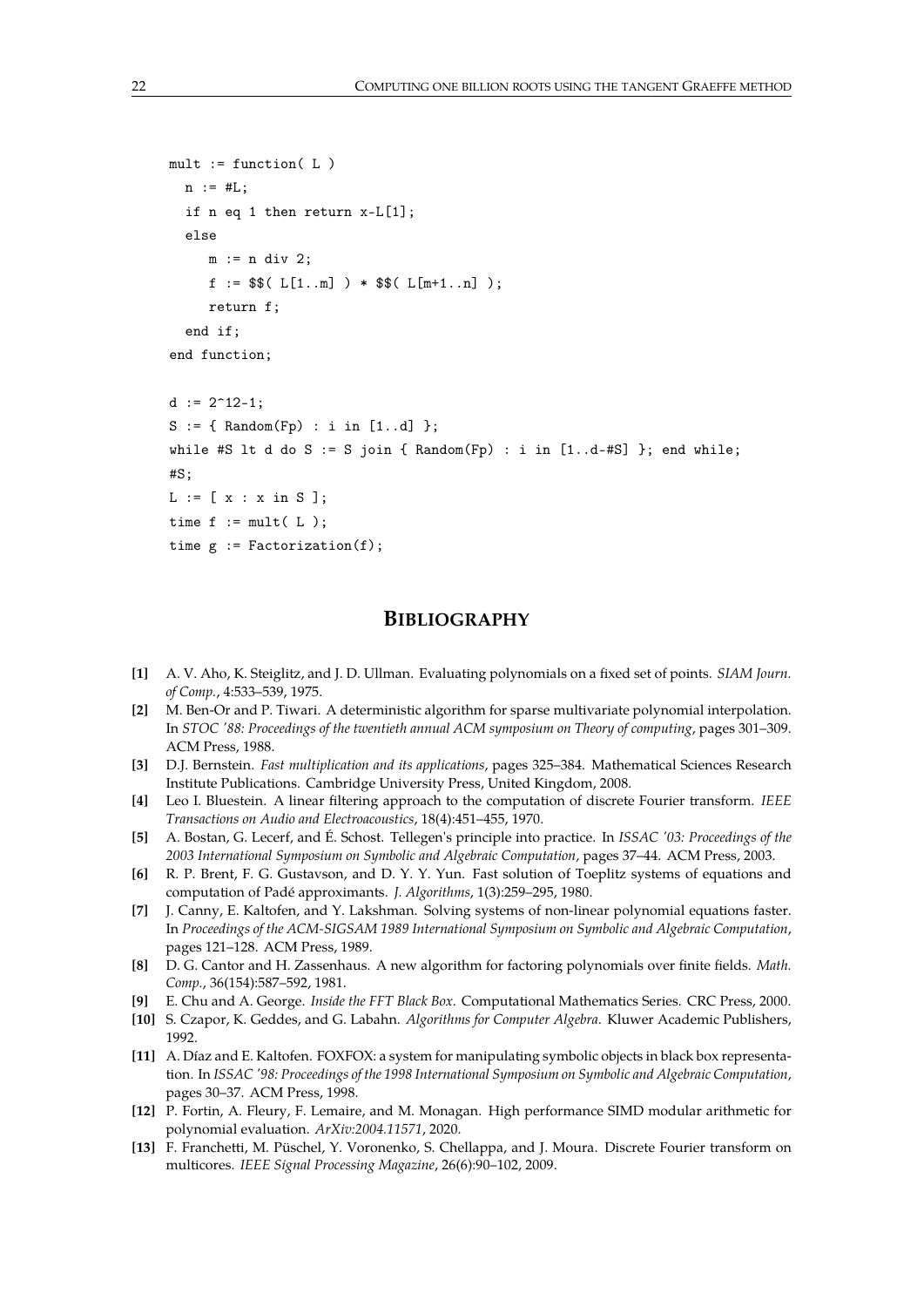```
mult := function( L )
  n := #L;
  if n eq 1 then return x-L[1];
  else
     m := n div 2;
     f := $$( L[1..m] ) * $$( L[m+1..n] );
     return f;
  end if;
end function;

d := 2^12-1;
S := { Random(Fp) : i in [1..d] };
while #S lt d do S := S join { Random(Fp) : i in [1..d-#S] }; end while;
#S;
L := [ x : x in S ];
time f := mult( L );
time g := Factorization(f);
```

## BIBLIOGRAPHY

**[1]** A. V. Aho, K. Steiglitz, and J. D. Ullman. Evaluating polynomials on a fixed set of points. *SIAM Journ. of Comp.*, 4:533–539, 1975.

**[2]** M. Ben-Or and P. Tiwari. A deterministic algorithm for sparse multivariate polynomial interpolation. In *STOC '88: Proceedings of the twentieth annual ACM symposium on Theory of computing*, pages 301–309. ACM Press, 1988.

**[3]** D.J. Bernstein. *Fast multiplication and its applications*, pages 325–384. Mathematical Sciences Research Institute Publications. Cambridge University Press, United Kingdom, 2008.

**[4]** Leo I. Bluestein. A linear filtering approach to the computation of discrete Fourier transform. *IEEE Transactions on Audio and Electroacoustics*, 18(4):451–455, 1970.

**[5]** A. Bostan, G. Lecerf, and É. Schost. Tellegen's principle into practice. In *ISSAC '03: Proceedings of the 2003 International Symposium on Symbolic and Algebraic Computation*, pages 37–44. ACM Press, 2003.

**[6]** R. P. Brent, F. G. Gustavson, and D. Y. Y. Yun. Fast solution of Toeplitz systems of equations and computation of Padé approximants. *J. Algorithms*, 1(3):259–295, 1980.

**[7]** J. Canny, E. Kaltofen, and Y. Lakshman. Solving systems of non-linear polynomial equations faster. In *Proceedings of the ACM-SIGSAM 1989 International Symposium on Symbolic and Algebraic Computation*, pages 121–128. ACM Press, 1989.

**[8]** D. G. Cantor and H. Zassenhaus. A new algorithm for factoring polynomials over finite fields. *Math. Comp.*, 36(154):587–592, 1981.

**[9]** E. Chu and A. George. *Inside the FFT Black Box*. Computational Mathematics Series. CRC Press, 2000.

**[10]** S. Czapor, K. Geddes, and G. Labahn. *Algorithms for Computer Algebra*. Kluwer Academic Publishers, 1992.

**[11]** A. Díaz and E. Kaltofen. FOXFOX: a system for manipulating symbolic objects in black box representation. In *ISSAC '98: Proceedings of the 1998 International Symposium on Symbolic and Algebraic Computation*, pages 30–37. ACM Press, 1998.

**[12]** P. Fortin, A. Fleury, F. Lemaire, and M. Monagan. High performance SIMD modular arithmetic for polynomial evaluation. *ArXiv:2004.11571*, 2020.

**[13]** F. Franchetti, M. Püschel, Y. Voronenko, S. Chellappa, and J. Moura. Discrete Fourier transform on multicores. *IEEE Signal Processing Magazine*, 26(6):90–102, 2009.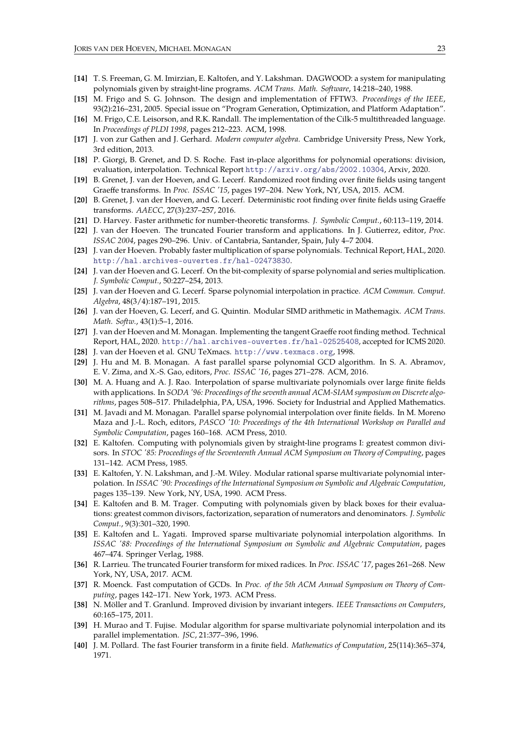**[14]** T. S. Freeman, G. M. Imirzian, E. Kaltofen, and Y. Lakshman. DAGWOOD: a system for manipulating polynomials given by straight-line programs. *ACM Trans. Math. Software*, 14:218–240, 1988.

**[15]** M. Frigo and S. G. Johnson. The design and implementation of FFTW3. *Proceedings of the IEEE*, 93(2):216–231, 2005. Special issue on "Program Generation, Optimization, and Platform Adaptation".

**[16]** M. Frigo, C.E. Leisorson, and R.K. Randall. The implementation of the Cilk-5 multithreaded language. In *Proceedings of PLDI 1998*, pages 212–223. ACM, 1998.

**[17]** J. von zur Gathen and J. Gerhard. *Modern computer algebra*. Cambridge University Press, New York, 3rd edition, 2013.

**[18]** P. Giorgi, B. Grenet, and D. S. Roche. Fast in-place algorithms for polynomial operations: division, evaluation, interpolation. Technical Report `http://arxiv.org/abs/2002.10304`, Arxiv, 2020.

**[19]** B. Grenet, J. van der Hoeven, and G. Lecerf. Randomized root finding over finite fields using tangent Graeffe transforms. In *Proc. ISSAC '15*, pages 197–204. New York, NY, USA, 2015. ACM.

**[20]** B. Grenet, J. van der Hoeven, and G. Lecerf. Deterministic root finding over finite fields using Graeffe transforms. *AAECC*, 27(3):237–257, 2016.

**[21]** D. Harvey. Faster arithmetic for number-theoretic transforms. *J. Symbolic Comput.*, 60:113–119, 2014.

**[22]** J. van der Hoeven. The truncated Fourier transform and applications. In J. Gutierrez, editor, *Proc. ISSAC 2004*, pages 290–296. Univ. of Cantabria, Santander, Spain, July 4–7 2004.

**[23]** J. van der Hoeven. Probably faster multiplication of sparse polynomials. Technical Report, HAL, 2020. `http://hal.archives-ouvertes.fr/hal-02473830`.

**[24]** J. van der Hoeven and G. Lecerf. On the bit-complexity of sparse polynomial and series multiplication. *J. Symbolic Comput.*, 50:227–254, 2013.

**[25]** J. van der Hoeven and G. Lecerf. Sparse polynomial interpolation in practice. *ACM Commun. Comput. Algebra*, 48(3/4):187–191, 2015.

**[26]** J. van der Hoeven, G. Lecerf, and G. Quintin. Modular SIMD arithmetic in Mathemagix. *ACM Trans. Math. Softw.*, 43(1):5–1, 2016.

**[27]** J. van der Hoeven and M. Monagan. Implementing the tangent Graeffe root finding method. Technical Report, HAL, 2020. `http://hal.archives-ouvertes.fr/hal-02525408`, accepted for ICMS 2020.

**[28]** J. van der Hoeven et al. GNU TeXmacs. `http://www.texmacs.org`, 1998.

**[29]** J. Hu and M. B. Monagan. A fast parallel sparse polynomial GCD algorithm. In S. A. Abramov, E. V. Zima, and X.-S. Gao, editors, *Proc. ISSAC '16*, pages 271–278. ACM, 2016.

**[30]** M. A. Huang and A. J. Rao. Interpolation of sparse multivariate polynomials over large finite fields with applications. In *SODA '96: Proceedings of the seventh annual ACM-SIAM symposium on Discrete algorithms*, pages 508–517. Philadelphia, PA, USA, 1996. Society for Industrial and Applied Mathematics.

**[31]** M. Javadi and M. Monagan. Parallel sparse polynomial interpolation over finite fields. In M. Moreno Maza and J.-L. Roch, editors, *PASCO '10: Proceedings of the 4th International Workshop on Parallel and Symbolic Computation*, pages 160–168. ACM Press, 2010.

**[32]** E. Kaltofen. Computing with polynomials given by straight-line programs I: greatest common divisors. In *STOC '85: Proceedings of the Seventeenth Annual ACM Symposium on Theory of Computing*, pages 131–142. ACM Press, 1985.

**[33]** E. Kaltofen, Y. N. Lakshman, and J.-M. Wiley. Modular rational sparse multivariate polynomial interpolation. In *ISSAC '90: Proceedings of the International Symposium on Symbolic and Algebraic Computation*, pages 135–139. New York, NY, USA, 1990. ACM Press.

**[34]** E. Kaltofen and B. M. Trager. Computing with polynomials given by black boxes for their evaluations: greatest common divisors, factorization, separation of numerators and denominators. *J. Symbolic Comput.*, 9(3):301–320, 1990.

**[35]** E. Kaltofen and L. Yagati. Improved sparse multivariate polynomial interpolation algorithms. In *ISSAC '88: Proceedings of the International Symposium on Symbolic and Algebraic Computation*, pages 467–474. Springer Verlag, 1988.

**[36]** R. Larrieu. The truncated Fourier transform for mixed radices. In *Proc. ISSAC '17*, pages 261–268. New York, NY, USA, 2017. ACM.

**[37]** R. Moenck. Fast computation of GCDs. In *Proc. of the 5th ACM Annual Symposium on Theory of Computing*, pages 142–171. New York, 1973. ACM Press.

**[38]** N. Möller and T. Granlund. Improved division by invariant integers. *IEEE Transactions on Computers*, 60:165–175, 2011.

**[39]** H. Murao and T. Fujise. Modular algorithm for sparse multivariate polynomial interpolation and its parallel implementation. *JSC*, 21:377–396, 1996.

**[40]** J. M. Pollard. The fast Fourier transform in a finite field. *Mathematics of Computation*, 25(114):365–374, 1971.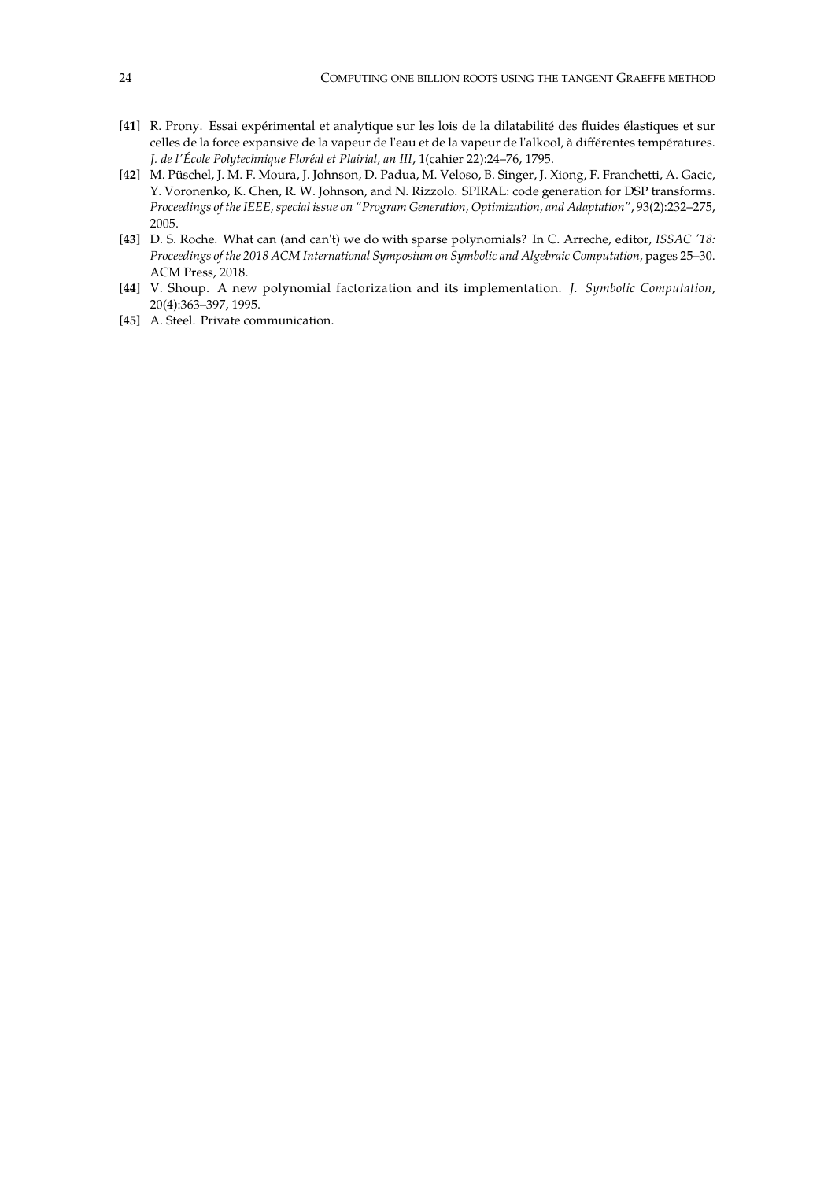**[41]** R. Prony. Essai expérimental et analytique sur les lois de la dilatabilité des fluides élastiques et sur celles de la force expansive de la vapeur de l'eau et de la vapeur de l'alkool, à différentes températures. *J. de l'École Polytechnique Floréal et Plairial, an III*, 1(cahier 22):24–76, 1795.

**[42]** M. Püschel, J. M. F. Moura, J. Johnson, D. Padua, M. Veloso, B. Singer, J. Xiong, F. Franchetti, A. Gacic, Y. Voronenko, K. Chen, R. W. Johnson, and N. Rizzolo. SPIRAL: code generation for DSP transforms. *Proceedings of the IEEE, special issue on "Program Generation, Optimization, and Adaptation"*, 93(2):232–275, 2005.

**[43]** D. S. Roche. What can (and can't) we do with sparse polynomials? In C. Arreche, editor, *ISSAC '18: Proceedings of the 2018 ACM International Symposium on Symbolic and Algebraic Computation*, pages 25–30. ACM Press, 2018.

**[44]** V. Shoup. A new polynomial factorization and its implementation. *J. Symbolic Computation*, 20(4):363–397, 1995.

**[45]** A. Steel. Private communication.